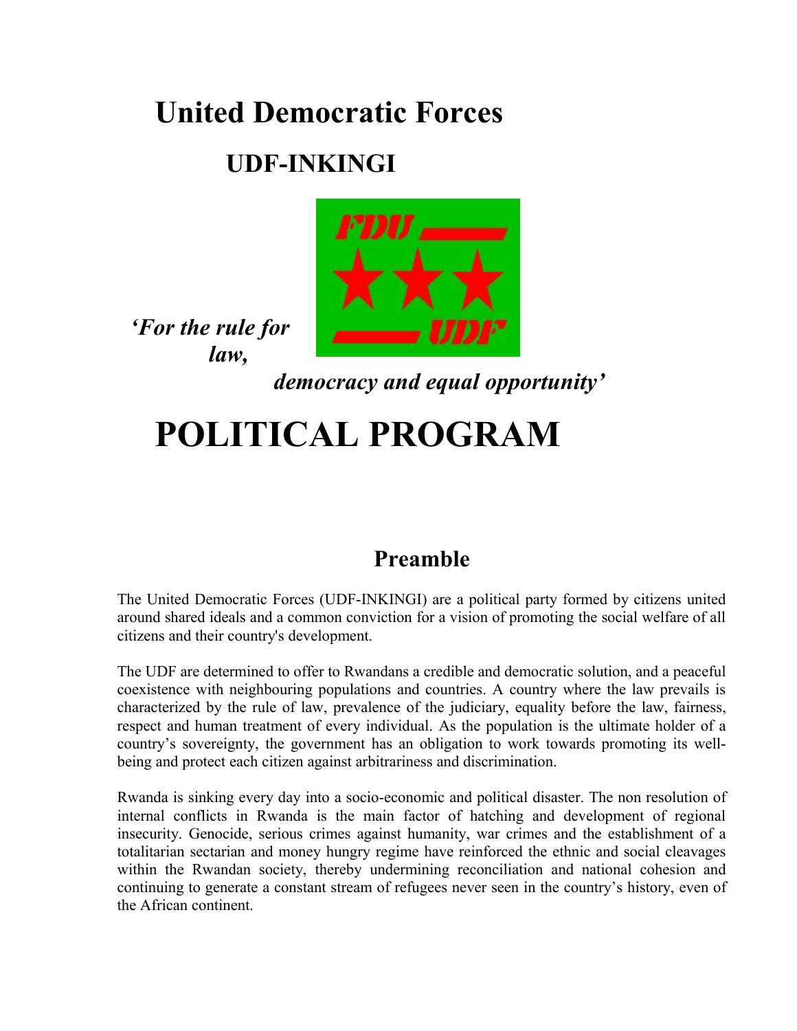# United Democratic Forces

## UDF-INKINGI

*'For the rule for law,*

*democracy and equal opportunity'*

# POLITICAL PROGRAM

## Preamble

The United Democratic Forces (UDF-INKINGI) are a political party formed by citizens united around shared ideals and a common conviction for a vision of promoting the social welfare of all citizens and their country's development.

The UDF are determined to offer to Rwandans a credible and democratic solution, and a peaceful coexistence with neighbouring populations and countries. A country where the law prevails is characterized by the rule of law, prevalence of the judiciary, equality before the law, fairness, respect and human treatment of every individual. As the population is the ultimate holder of a country's sovereignty, the government has an obligation to work towards promoting its well-being and protect each citizen against arbitrariness and discrimination.

Rwanda is sinking every day into a socio-economic and political disaster. The non resolution of internal conflicts in Rwanda is the main factor of hatching and development of regional insecurity. Genocide, serious crimes against humanity, war crimes and the establishment of a totalitarian sectarian and money hungry regime have reinforced the ethnic and social cleavages within the Rwandan society, thereby undermining reconciliation and national cohesion and continuing to generate a constant stream of refugees never seen in the country's history, even of the African continent.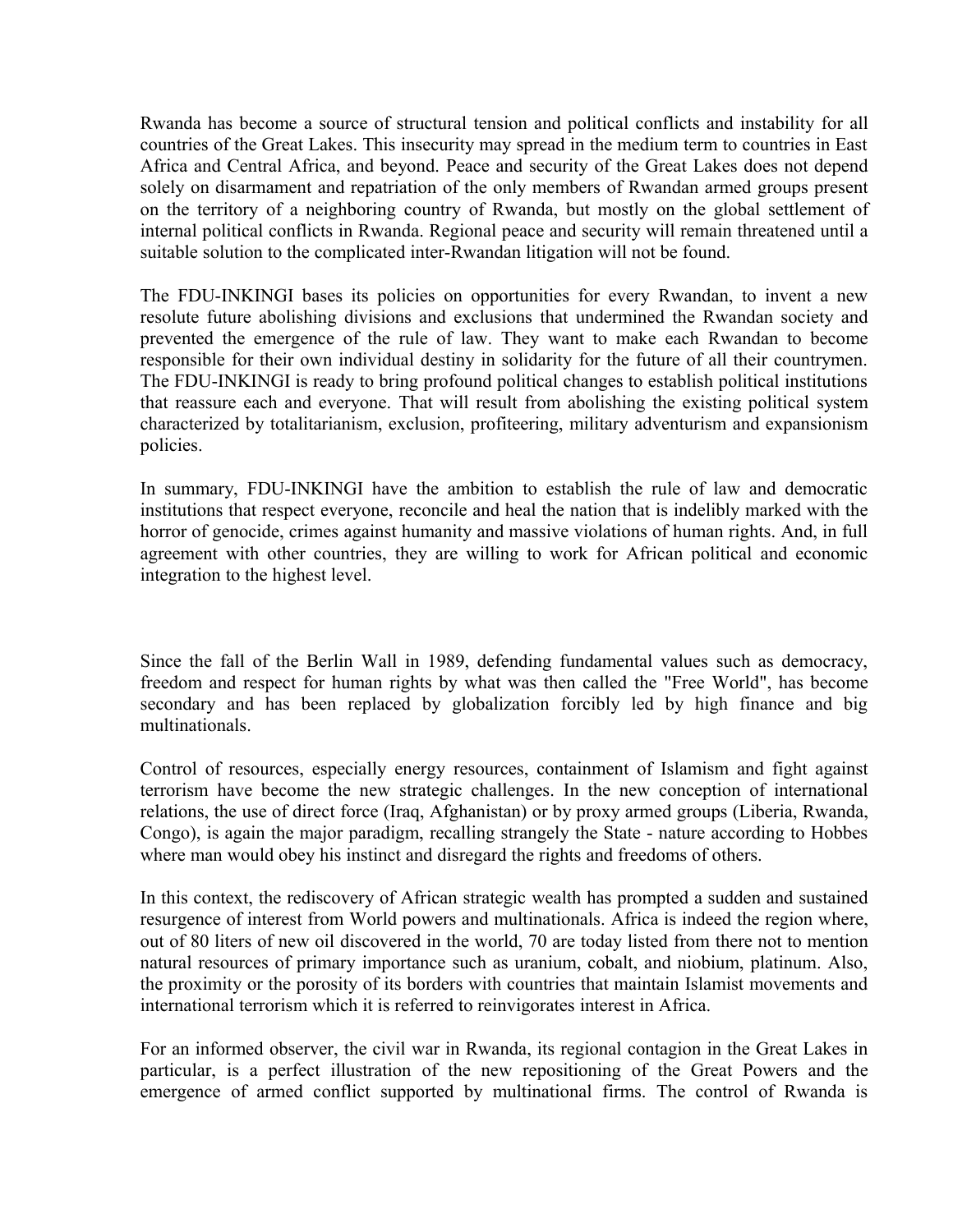Rwanda has become a source of structural tension and political conflicts and instability for all countries of the Great Lakes. This insecurity may spread in the medium term to countries in East Africa and Central Africa, and beyond. Peace and security of the Great Lakes does not depend solely on disarmament and repatriation of the only members of Rwandan armed groups present on the territory of a neighboring country of Rwanda, but mostly on the global settlement of internal political conflicts in Rwanda. Regional peace and security will remain threatened until a suitable solution to the complicated inter-Rwandan litigation will not be found.

The FDU-INKINGI bases its policies on opportunities for every Rwandan, to invent a new resolute future abolishing divisions and exclusions that undermined the Rwandan society and prevented the emergence of the rule of law. They want to make each Rwandan to become responsible for their own individual destiny in solidarity for the future of all their countrymen. The FDU-INKINGI is ready to bring profound political changes to establish political institutions that reassure each and everyone. That will result from abolishing the existing political system characterized by totalitarianism, exclusion, profiteering, military adventurism and expansionism policies.

In summary, FDU-INKINGI have the ambition to establish the rule of law and democratic institutions that respect everyone, reconcile and heal the nation that is indelibly marked with the horror of genocide, crimes against humanity and massive violations of human rights. And, in full agreement with other countries, they are willing to work for African political and economic integration to the highest level.

Since the fall of the Berlin Wall in 1989, defending fundamental values such as democracy, freedom and respect for human rights by what was then called the "Free World", has become secondary and has been replaced by globalization forcibly led by high finance and big multinationals.

Control of resources, especially energy resources, containment of Islamism and fight against terrorism have become the new strategic challenges. In the new conception of international relations, the use of direct force (Iraq, Afghanistan) or by proxy armed groups (Liberia, Rwanda, Congo), is again the major paradigm, recalling strangely the State - nature according to Hobbes where man would obey his instinct and disregard the rights and freedoms of others.

In this context, the rediscovery of African strategic wealth has prompted a sudden and sustained resurgence of interest from World powers and multinationals. Africa is indeed the region where, out of 80 liters of new oil discovered in the world, 70 are today listed from there not to mention natural resources of primary importance such as uranium, cobalt, and niobium, platinum. Also, the proximity or the porosity of its borders with countries that maintain Islamist movements and international terrorism which it is referred to reinvigorates interest in Africa.

For an informed observer, the civil war in Rwanda, its regional contagion in the Great Lakes in particular, is a perfect illustration of the new repositioning of the Great Powers and the emergence of armed conflict supported by multinational firms. The control of Rwanda is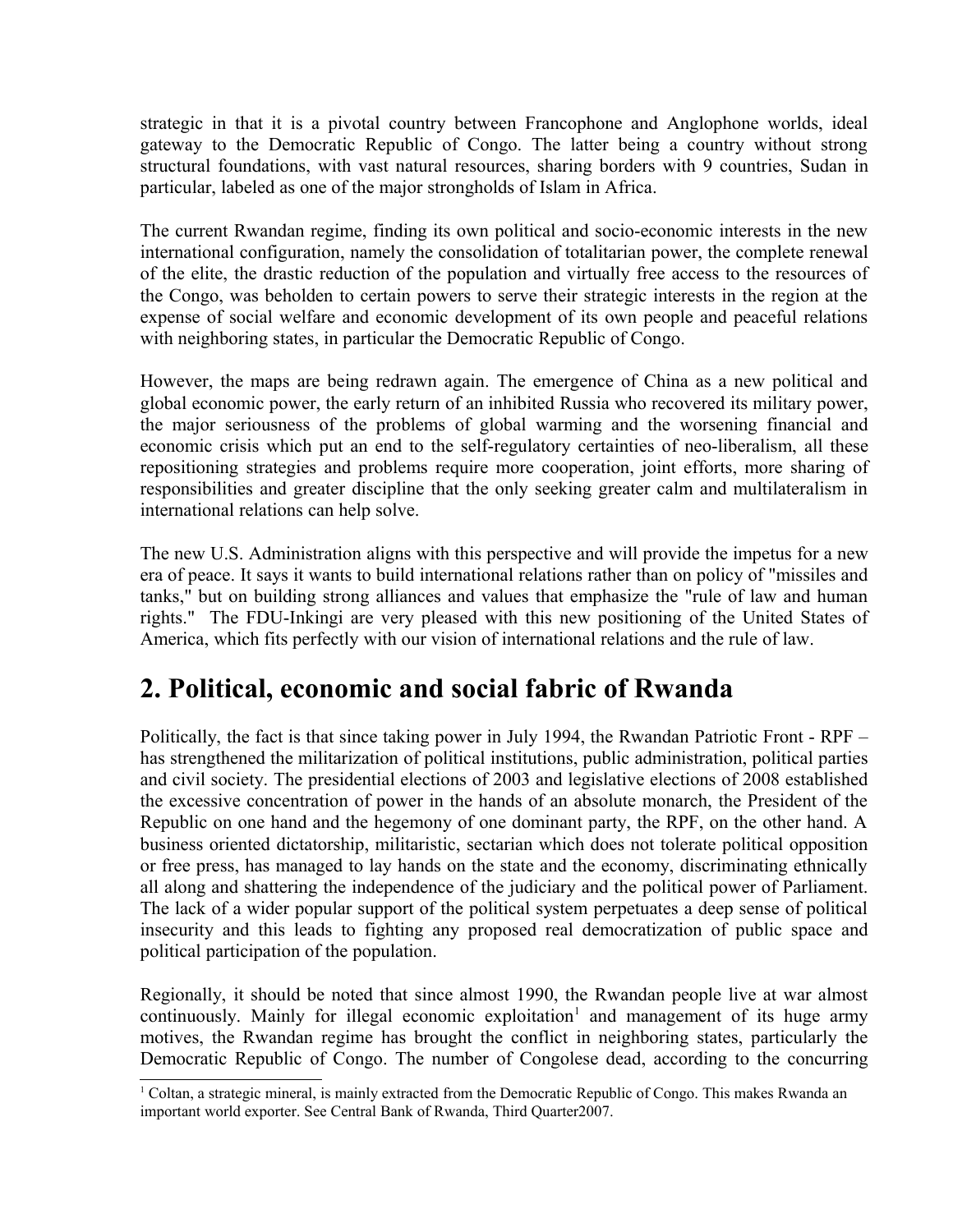strategic in that it is a pivotal country between Francophone and Anglophone worlds, ideal gateway to the Democratic Republic of Congo. The latter being a country without strong structural foundations, with vast natural resources, sharing borders with 9 countries, Sudan in particular, labeled as one of the major strongholds of Islam in Africa.

The current Rwandan regime, finding its own political and socio-economic interests in the new international configuration, namely the consolidation of totalitarian power, the complete renewal of the elite, the drastic reduction of the population and virtually free access to the resources of the Congo, was beholden to certain powers to serve their strategic interests in the region at the expense of social welfare and economic development of its own people and peaceful relations with neighboring states, in particular the Democratic Republic of Congo.

However, the maps are being redrawn again. The emergence of China as a new political and global economic power, the early return of an inhibited Russia who recovered its military power, the major seriousness of the problems of global warming and the worsening financial and economic crisis which put an end to the self-regulatory certainties of neo-liberalism, all these repositioning strategies and problems require more cooperation, joint efforts, more sharing of responsibilities and greater discipline that the only seeking greater calm and multilateralism in international relations can help solve.

The new U.S. Administration aligns with this perspective and will provide the impetus for a new era of peace. It says it wants to build international relations rather than on policy of "missiles and tanks," but on building strong alliances and values that emphasize the "rule of law and human rights." The FDU-Inkingi are very pleased with this new positioning of the United States of America, which fits perfectly with our vision of international relations and the rule of law.

## 2. Political, economic and social fabric of Rwanda

Politically, the fact is that since taking power in July 1994, the Rwandan Patriotic Front - RPF – has strengthened the militarization of political institutions, public administration, political parties and civil society. The presidential elections of 2003 and legislative elections of 2008 established the excessive concentration of power in the hands of an absolute monarch, the President of the Republic on one hand and the hegemony of one dominant party, the RPF, on the other hand. A business oriented dictatorship, militaristic, sectarian which does not tolerate political opposition or free press, has managed to lay hands on the state and the economy, discriminating ethnically all along and shattering the independence of the judiciary and the political power of Parliament. The lack of a wider popular support of the political system perpetuates a deep sense of political insecurity and this leads to fighting any proposed real democratization of public space and political participation of the population.

Regionally, it should be noted that since almost 1990, the Rwandan people live at war almost continuously. Mainly for illegal economic exploitation[1] and management of its huge army motives, the Rwandan regime has brought the conflict in neighboring states, particularly the Democratic Republic of Congo. The number of Congolese dead, according to the concurring

[1] Coltan, a strategic mineral, is mainly extracted from the Democratic Republic of Congo. This makes Rwanda an important world exporter. See Central Bank of Rwanda, Third Quarter2007.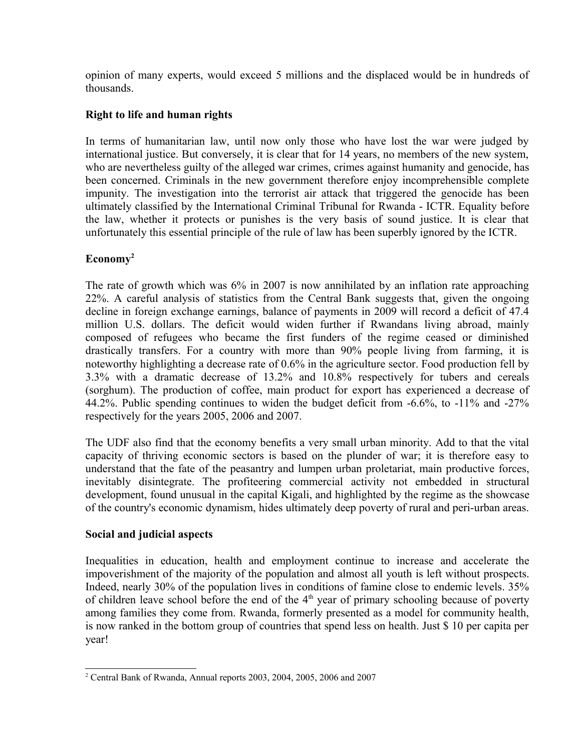opinion of many experts, would exceed 5 millions and the displaced would be in hundreds of thousands.

**Right to life and human rights**

In terms of humanitarian law, until now only those who have lost the war were judged by international justice. But conversely, it is clear that for 14 years, no members of the new system, who are nevertheless guilty of the alleged war crimes, crimes against humanity and genocide, has been concerned. Criminals in the new government therefore enjoy incomprehensible complete impunity. The investigation into the terrorist air attack that triggered the genocide has been ultimately classified by the International Criminal Tribunal for Rwanda - ICTR. Equality before the law, whether it protects or punishes is the very basis of sound justice. It is clear that unfortunately this essential principle of the rule of law has been superbly ignored by the ICTR.

**Economy**[2]

The rate of growth which was 6% in 2007 is now annihilated by an inflation rate approaching 22%. A careful analysis of statistics from the Central Bank suggests that, given the ongoing decline in foreign exchange earnings, balance of payments in 2009 will record a deficit of 47.4 million U.S. dollars. The deficit would widen further if Rwandans living abroad, mainly composed of refugees who became the first funders of the regime ceased or diminished drastically transfers. For a country with more than 90% people living from farming, it is noteworthy highlighting a decrease rate of 0.6% in the agriculture sector. Food production fell by 3.3% with a dramatic decrease of 13.2% and 10.8% respectively for tubers and cereals (sorghum). The production of coffee, main product for export has experienced a decrease of 44.2%. Public spending continues to widen the budget deficit from -6.6%, to -11% and -27% respectively for the years 2005, 2006 and 2007.

The UDF also find that the economy benefits a very small urban minority. Add to that the vital capacity of thriving economic sectors is based on the plunder of war; it is therefore easy to understand that the fate of the peasantry and lumpen urban proletariat, main productive forces, inevitably disintegrate. The profiteering commercial activity not embedded in structural development, found unusual in the capital Kigali, and highlighted by the regime as the showcase of the country's economic dynamism, hides ultimately deep poverty of rural and peri-urban areas.

**Social and judicial aspects**

Inequalities in education, health and employment continue to increase and accelerate the impoverishment of the majority of the population and almost all youth is left without prospects. Indeed, nearly 30% of the population lives in conditions of famine close to endemic levels. 35% of children leave school before the end of the 4th year of primary schooling because of poverty among families they come from. Rwanda, formerly presented as a model for community health, is now ranked in the bottom group of countries that spend less on health. Just $ 10 per capita per year!

---

[2] Central Bank of Rwanda, Annual reports 2003, 2004, 2005, 2006 and 2007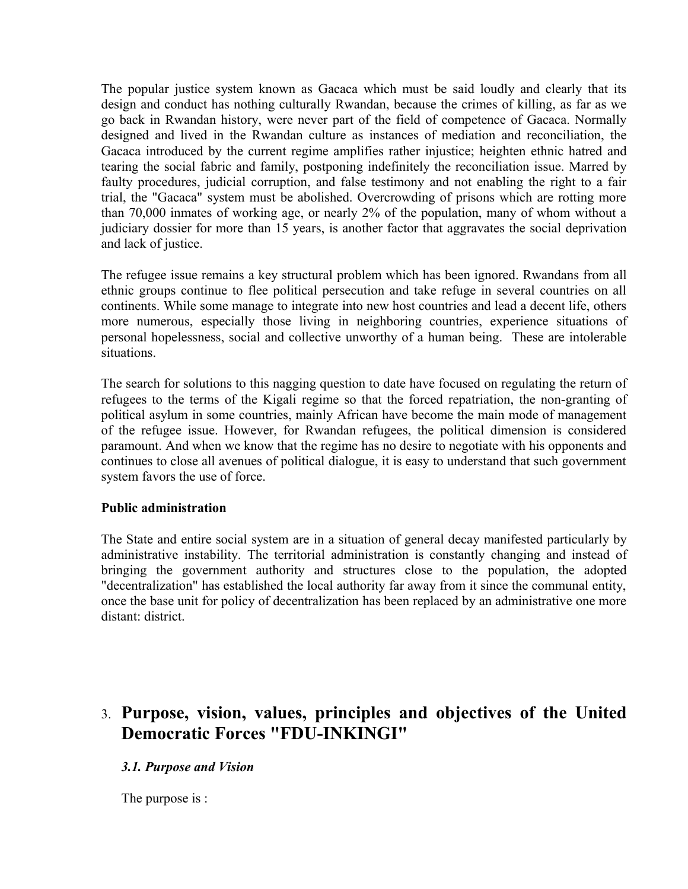The popular justice system known as Gacaca which must be said loudly and clearly that its design and conduct has nothing culturally Rwandan, because the crimes of killing, as far as we go back in Rwandan history, were never part of the field of competence of Gacaca. Normally designed and lived in the Rwandan culture as instances of mediation and reconciliation, the Gacaca introduced by the current regime amplifies rather injustice; heighten ethnic hatred and tearing the social fabric and family, postponing indefinitely the reconciliation issue. Marred by faulty procedures, judicial corruption, and false testimony and not enabling the right to a fair trial, the "Gacaca" system must be abolished. Overcrowding of prisons which are rotting more than 70,000 inmates of working age, or nearly 2% of the population, many of whom without a judiciary dossier for more than 15 years, is another factor that aggravates the social deprivation and lack of justice.

The refugee issue remains a key structural problem which has been ignored. Rwandans from all ethnic groups continue to flee political persecution and take refuge in several countries on all continents. While some manage to integrate into new host countries and lead a decent life, others more numerous, especially those living in neighboring countries, experience situations of personal hopelessness, social and collective unworthy of a human being. These are intolerable situations.

The search for solutions to this nagging question to date have focused on regulating the return of refugees to the terms of the Kigali regime so that the forced repatriation, the non-granting of political asylum in some countries, mainly African have become the main mode of management of the refugee issue. However, for Rwandan refugees, the political dimension is considered paramount. And when we know that the regime has no desire to negotiate with his opponents and continues to close all avenues of political dialogue, it is easy to understand that such government system favors the use of force.

**Public administration**

The State and entire social system are in a situation of general decay manifested particularly by administrative instability. The territorial administration is constantly changing and instead of bringing the government authority and structures close to the population, the adopted "decentralization" has established the local authority far away from it since the communal entity, once the base unit for policy of decentralization has been replaced by an administrative one more distant: district.

## 3. Purpose, vision, values, principles and objectives of the United Democratic Forces "FDU-INKINGI"

### *3.1. Purpose and Vision*

The purpose is :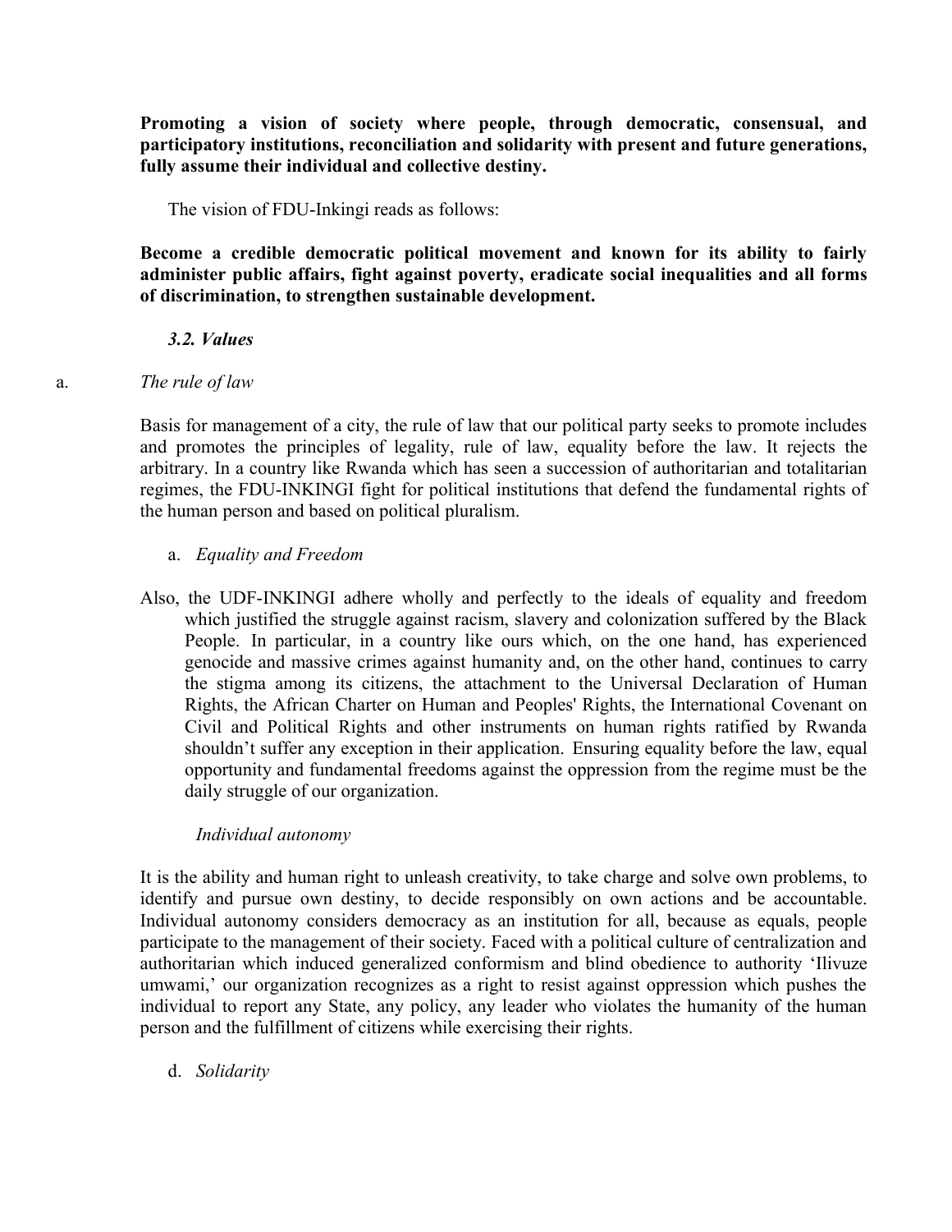**Promoting a vision of society where people, through democratic, consensual, and participatory institutions, reconciliation and solidarity with present and future generations, fully assume their individual and collective destiny.**

The vision of FDU-Inkingi reads as follows:

**Become a credible democratic political movement and known for its ability to fairly administer public affairs, fight against poverty, eradicate social inequalities and all forms of discrimination, to strengthen sustainable development.**

### *3.2. Values*

a. *The rule of law*

Basis for management of a city, the rule of law that our political party seeks to promote includes and promotes the principles of legality, rule of law, equality before the law. It rejects the arbitrary. In a country like Rwanda which has seen a succession of authoritarian and totalitarian regimes, the FDU-INKINGI fight for political institutions that defend the fundamental rights of the human person and based on political pluralism.

a. *Equality and Freedom*

Also, the UDF-INKINGI adhere wholly and perfectly to the ideals of equality and freedom which justified the struggle against racism, slavery and colonization suffered by the Black People. In particular, in a country like ours which, on the one hand, has experienced genocide and massive crimes against humanity and, on the other hand, continues to carry the stigma among its citizens, the attachment to the Universal Declaration of Human Rights, the African Charter on Human and Peoples' Rights, the International Covenant on Civil and Political Rights and other instruments on human rights ratified by Rwanda shouldn't suffer any exception in their application. Ensuring equality before the law, equal opportunity and fundamental freedoms against the oppression from the regime must be the daily struggle of our organization.

*Individual autonomy*

It is the ability and human right to unleash creativity, to take charge and solve own problems, to identify and pursue own destiny, to decide responsibly on own actions and be accountable. Individual autonomy considers democracy as an institution for all, because as equals, people participate to the management of their society. Faced with a political culture of centralization and authoritarian which induced generalized conformism and blind obedience to authority 'Ilivuze umwami,' our organization recognizes as a right to resist against oppression which pushes the individual to report any State, any policy, any leader who violates the humanity of the human person and the fulfillment of citizens while exercising their rights.

d. *Solidarity*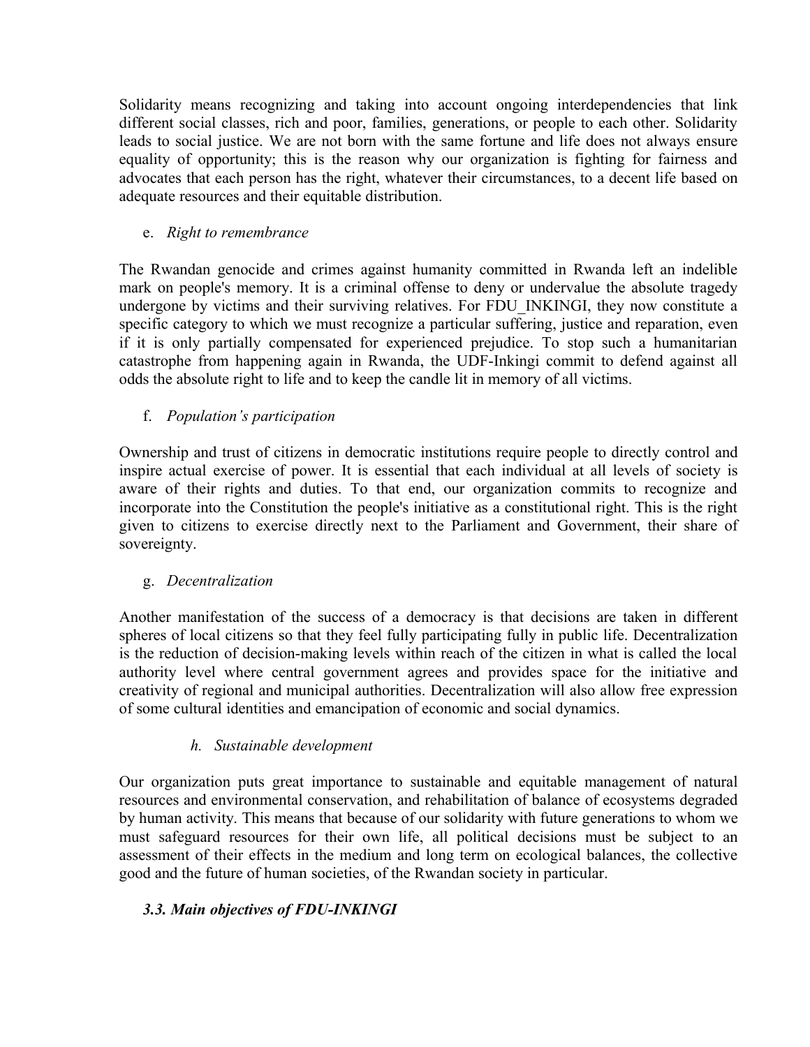Solidarity means recognizing and taking into account ongoing interdependencies that link different social classes, rich and poor, families, generations, or people to each other. Solidarity leads to social justice. We are not born with the same fortune and life does not always ensure equality of opportunity; this is the reason why our organization is fighting for fairness and advocates that each person has the right, whatever their circumstances, to a decent life based on adequate resources and their equitable distribution.

e. *Right to remembrance*

The Rwandan genocide and crimes against humanity committed in Rwanda left an indelible mark on people's memory. It is a criminal offense to deny or undervalue the absolute tragedy undergone by victims and their surviving relatives. For FDU_INKINGI, they now constitute a specific category to which we must recognize a particular suffering, justice and reparation, even if it is only partially compensated for experienced prejudice. To stop such a humanitarian catastrophe from happening again in Rwanda, the UDF-Inkingi commit to defend against all odds the absolute right to life and to keep the candle lit in memory of all victims.

f. *Population's participation*

Ownership and trust of citizens in democratic institutions require people to directly control and inspire actual exercise of power. It is essential that each individual at all levels of society is aware of their rights and duties. To that end, our organization commits to recognize and incorporate into the Constitution the people's initiative as a constitutional right. This is the right given to citizens to exercise directly next to the Parliament and Government, their share of sovereignty.

g. *Decentralization*

Another manifestation of the success of a democracy is that decisions are taken in different spheres of local citizens so that they feel fully participating fully in public life. Decentralization is the reduction of decision-making levels within reach of the citizen in what is called the local authority level where central government agrees and provides space for the initiative and creativity of regional and municipal authorities. Decentralization will also allow free expression of some cultural identities and emancipation of economic and social dynamics.

*h. Sustainable development*

Our organization puts great importance to sustainable and equitable management of natural resources and environmental conservation, and rehabilitation of balance of ecosystems degraded by human activity. This means that because of our solidarity with future generations to whom we must safeguard resources for their own life, all political decisions must be subject to an assessment of their effects in the medium and long term on ecological balances, the collective good and the future of human societies, of the Rwandan society in particular.

### *3.3. Main objectives of FDU-INKINGI*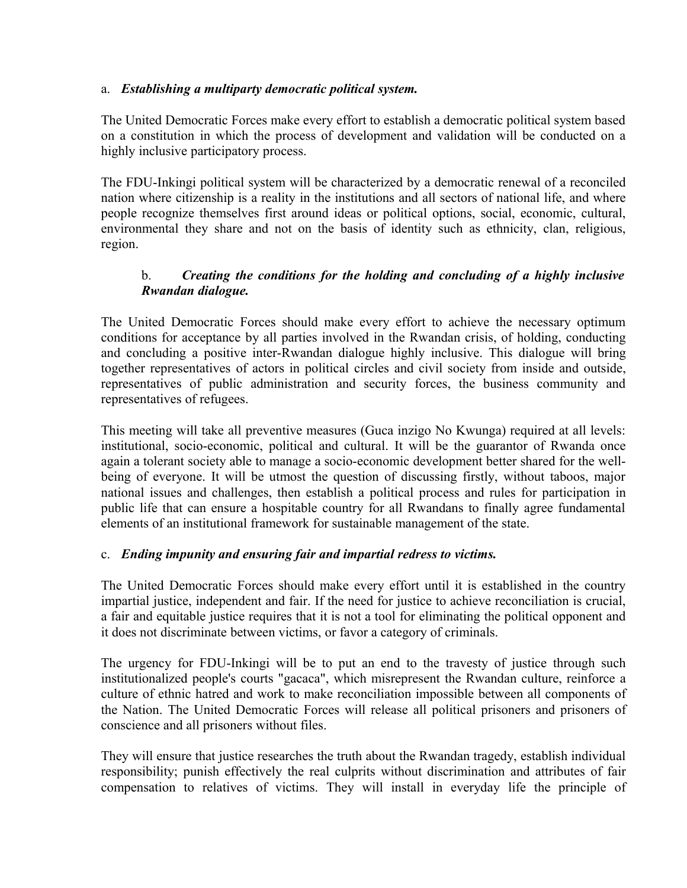a. ***Establishing a multiparty democratic political system.***

The United Democratic Forces make every effort to establish a democratic political system based on a constitution in which the process of development and validation will be conducted on a highly inclusive participatory process.

The FDU-Inkingi political system will be characterized by a democratic renewal of a reconciled nation where citizenship is a reality in the institutions and all sectors of national life, and where people recognize themselves first around ideas or political options, social, economic, cultural, environmental they share and not on the basis of identity such as ethnicity, clan, religious, region.

b. ***Creating the conditions for the holding and concluding of a highly inclusive Rwandan dialogue.***

The United Democratic Forces should make every effort to achieve the necessary optimum conditions for acceptance by all parties involved in the Rwandan crisis, of holding, conducting and concluding a positive inter-Rwandan dialogue highly inclusive. This dialogue will bring together representatives of actors in political circles and civil society from inside and outside, representatives of public administration and security forces, the business community and representatives of refugees.

This meeting will take all preventive measures (Guca inzigo No Kwunga) required at all levels: institutional, socio-economic, political and cultural. It will be the guarantor of Rwanda once again a tolerant society able to manage a socio-economic development better shared for the well-being of everyone. It will be utmost the question of discussing firstly, without taboos, major national issues and challenges, then establish a political process and rules for participation in public life that can ensure a hospitable country for all Rwandans to finally agree fundamental elements of an institutional framework for sustainable management of the state.

c. ***Ending impunity and ensuring fair and impartial redress to victims.***

The United Democratic Forces should make every effort until it is established in the country impartial justice, independent and fair. If the need for justice to achieve reconciliation is crucial, a fair and equitable justice requires that it is not a tool for eliminating the political opponent and it does not discriminate between victims, or favor a category of criminals.

The urgency for FDU-Inkingi will be to put an end to the travesty of justice through such institutionalized people's courts "gacaca", which misrepresent the Rwandan culture, reinforce a culture of ethnic hatred and work to make reconciliation impossible between all components of the Nation. The United Democratic Forces will release all political prisoners and prisoners of conscience and all prisoners without files.

They will ensure that justice researches the truth about the Rwandan tragedy, establish individual responsibility; punish effectively the real culprits without discrimination and attributes of fair compensation to relatives of victims. They will install in everyday life the principle of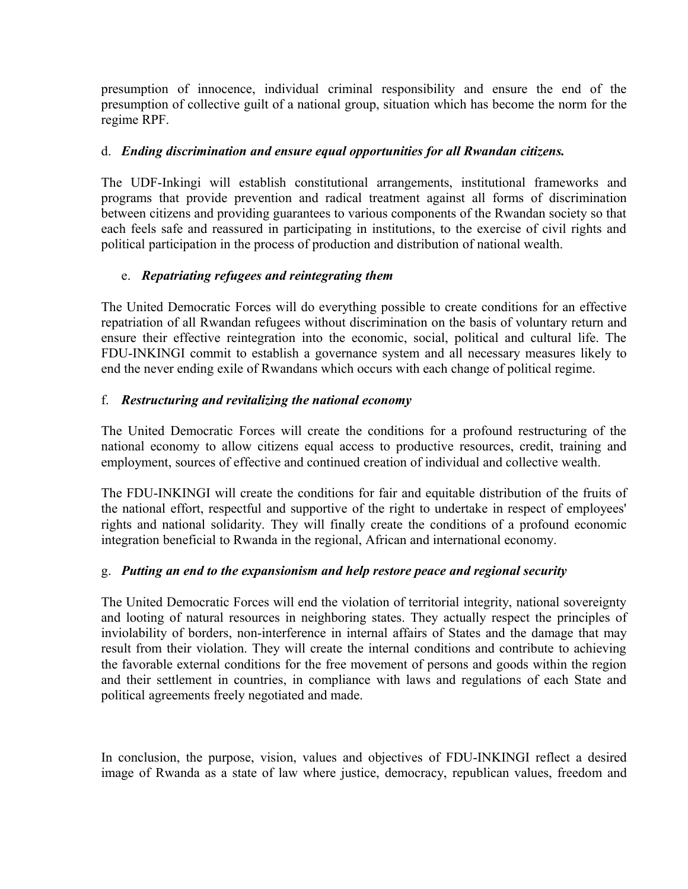presumption of innocence, individual criminal responsibility and ensure the end of the presumption of collective guilt of a national group, situation which has become the norm for the regime RPF.

d. ***Ending discrimination and ensure equal opportunities for all Rwandan citizens.***

The UDF-Inkingi will establish constitutional arrangements, institutional frameworks and programs that provide prevention and radical treatment against all forms of discrimination between citizens and providing guarantees to various components of the Rwandan society so that each feels safe and reassured in participating in institutions, to the exercise of civil rights and political participation in the process of production and distribution of national wealth.

e. ***Repatriating refugees and reintegrating them***

The United Democratic Forces will do everything possible to create conditions for an effective repatriation of all Rwandan refugees without discrimination on the basis of voluntary return and ensure their effective reintegration into the economic, social, political and cultural life. The FDU-INKINGI commit to establish a governance system and all necessary measures likely to end the never ending exile of Rwandans which occurs with each change of political regime.

f. ***Restructuring and revitalizing the national economy***

The United Democratic Forces will create the conditions for a profound restructuring of the national economy to allow citizens equal access to productive resources, credit, training and employment, sources of effective and continued creation of individual and collective wealth.

The FDU-INKINGI will create the conditions for fair and equitable distribution of the fruits of the national effort, respectful and supportive of the right to undertake in respect of employees' rights and national solidarity. They will finally create the conditions of a profound economic integration beneficial to Rwanda in the regional, African and international economy.

g. ***Putting an end to the expansionism and help restore peace and regional security***

The United Democratic Forces will end the violation of territorial integrity, national sovereignty and looting of natural resources in neighboring states. They actually respect the principles of inviolability of borders, non-interference in internal affairs of States and the damage that may result from their violation. They will create the internal conditions and contribute to achieving the favorable external conditions for the free movement of persons and goods within the region and their settlement in countries, in compliance with laws and regulations of each State and political agreements freely negotiated and made.

In conclusion, the purpose, vision, values and objectives of FDU-INKINGI reflect a desired image of Rwanda as a state of law where justice, democracy, republican values, freedom and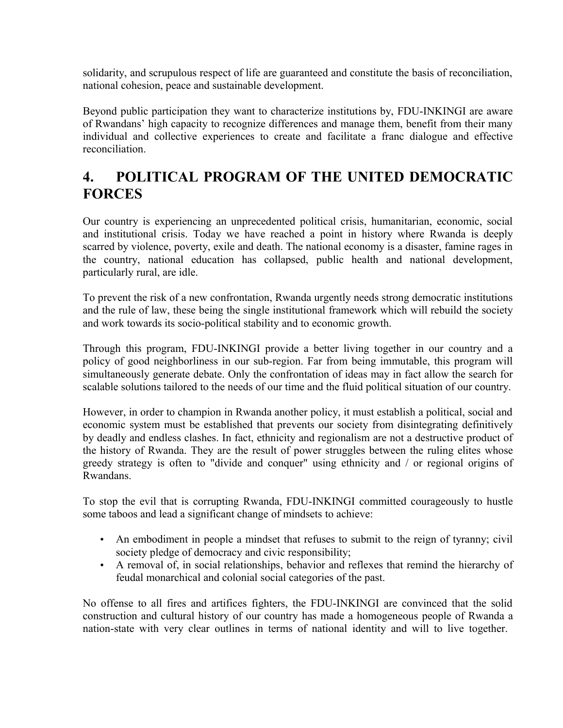solidarity, and scrupulous respect of life are guaranteed and constitute the basis of reconciliation, national cohesion, peace and sustainable development.

Beyond public participation they want to characterize institutions by, FDU-INKINGI are aware of Rwandans' high capacity to recognize differences and manage them, benefit from their many individual and collective experiences to create and facilitate a franc dialogue and effective reconciliation.

# 4. POLITICAL PROGRAM OF THE UNITED DEMOCRATIC FORCES

Our country is experiencing an unprecedented political crisis, humanitarian, economic, social and institutional crisis. Today we have reached a point in history where Rwanda is deeply scarred by violence, poverty, exile and death. The national economy is a disaster, famine rages in the country, national education has collapsed, public health and national development, particularly rural, are idle.

To prevent the risk of a new confrontation, Rwanda urgently needs strong democratic institutions and the rule of law, these being the single institutional framework which will rebuild the society and work towards its socio-political stability and to economic growth.

Through this program, FDU-INKINGI provide a better living together in our country and a policy of good neighborliness in our sub-region. Far from being immutable, this program will simultaneously generate debate. Only the confrontation of ideas may in fact allow the search for scalable solutions tailored to the needs of our time and the fluid political situation of our country.

However, in order to champion in Rwanda another policy, it must establish a political, social and economic system must be established that prevents our society from disintegrating definitively by deadly and endless clashes. In fact, ethnicity and regionalism are not a destructive product of the history of Rwanda. They are the result of power struggles between the ruling elites whose greedy strategy is often to "divide and conquer" using ethnicity and / or regional origins of Rwandans.

To stop the evil that is corrupting Rwanda, FDU-INKINGI committed courageously to hustle some taboos and lead a significant change of mindsets to achieve:

- An embodiment in people a mindset that refuses to submit to the reign of tyranny; civil society pledge of democracy and civic responsibility;
- A removal of, in social relationships, behavior and reflexes that remind the hierarchy of feudal monarchical and colonial social categories of the past.

No offense to all fires and artifices fighters, the FDU-INKINGI are convinced that the solid construction and cultural history of our country has made a homogeneous people of Rwanda a nation-state with very clear outlines in terms of national identity and will to live together.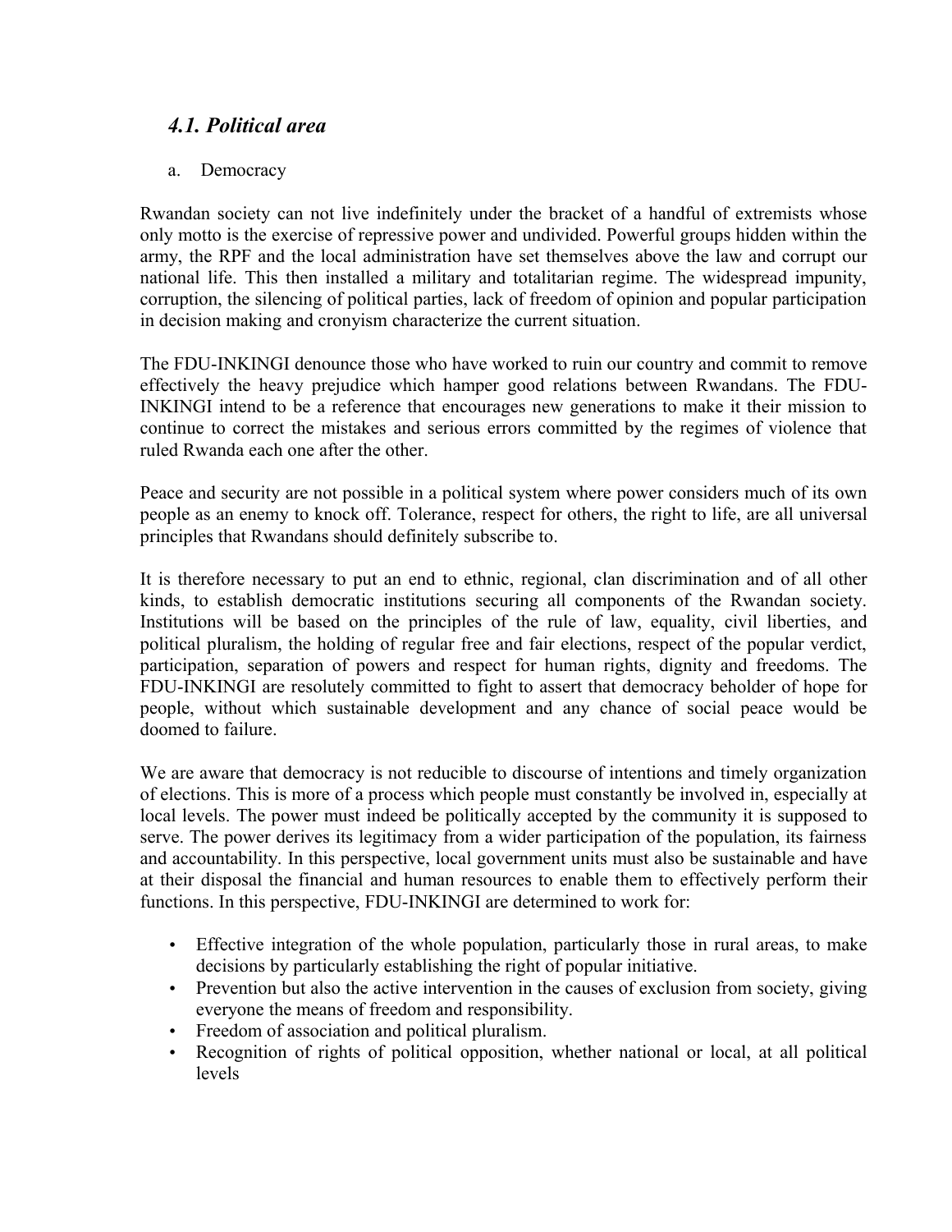## *4.1. Political area*

a. Democracy

Rwandan society can not live indefinitely under the bracket of a handful of extremists whose only motto is the exercise of repressive power and undivided. Powerful groups hidden within the army, the RPF and the local administration have set themselves above the law and corrupt our national life. This then installed a military and totalitarian regime. The widespread impunity, corruption, the silencing of political parties, lack of freedom of opinion and popular participation in decision making and cronyism characterize the current situation.

The FDU-INKINGI denounce those who have worked to ruin our country and commit to remove effectively the heavy prejudice which hamper good relations between Rwandans. The FDU-INKINGI intend to be a reference that encourages new generations to make it their mission to continue to correct the mistakes and serious errors committed by the regimes of violence that ruled Rwanda each one after the other.

Peace and security are not possible in a political system where power considers much of its own people as an enemy to knock off. Tolerance, respect for others, the right to life, are all universal principles that Rwandans should definitely subscribe to.

It is therefore necessary to put an end to ethnic, regional, clan discrimination and of all other kinds, to establish democratic institutions securing all components of the Rwandan society. Institutions will be based on the principles of the rule of law, equality, civil liberties, and political pluralism, the holding of regular free and fair elections, respect of the popular verdict, participation, separation of powers and respect for human rights, dignity and freedoms. The FDU-INKINGI are resolutely committed to fight to assert that democracy beholder of hope for people, without which sustainable development and any chance of social peace would be doomed to failure.

We are aware that democracy is not reducible to discourse of intentions and timely organization of elections. This is more of a process which people must constantly be involved in, especially at local levels. The power must indeed be politically accepted by the community it is supposed to serve. The power derives its legitimacy from a wider participation of the population, its fairness and accountability. In this perspective, local government units must also be sustainable and have at their disposal the financial and human resources to enable them to effectively perform their functions. In this perspective, FDU-INKINGI are determined to work for:

- Effective integration of the whole population, particularly those in rural areas, to make decisions by particularly establishing the right of popular initiative.
- Prevention but also the active intervention in the causes of exclusion from society, giving everyone the means of freedom and responsibility.
- Freedom of association and political pluralism.
- Recognition of rights of political opposition, whether national or local, at all political levels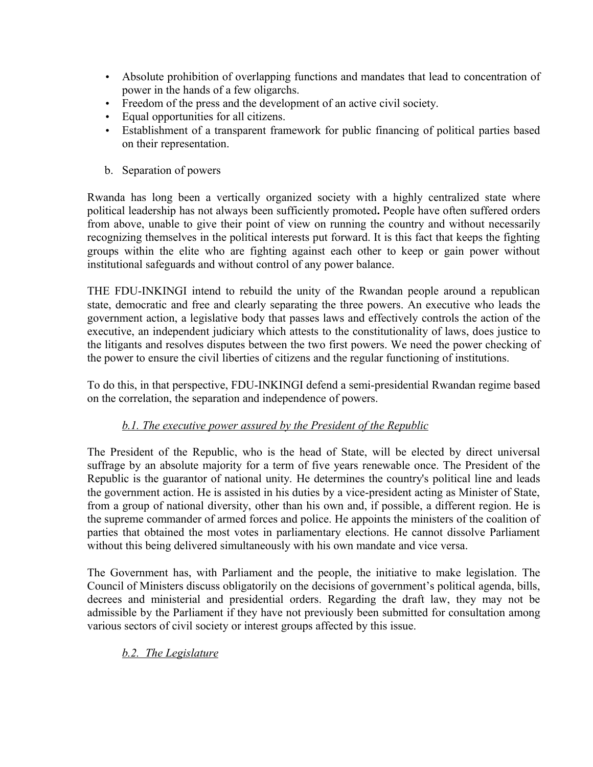- Absolute prohibition of overlapping functions and mandates that lead to concentration of power in the hands of a few oligarchs.
- Freedom of the press and the development of an active civil society.
- Equal opportunities for all citizens.
- Establishment of a transparent framework for public financing of political parties based on their representation.

b. Separation of powers

Rwanda has long been a vertically organized society with a highly centralized state where political leadership has not always been sufficiently promoted**.** People have often suffered orders from above, unable to give their point of view on running the country and without necessarily recognizing themselves in the political interests put forward. It is this fact that keeps the fighting groups within the elite who are fighting against each other to keep or gain power without institutional safeguards and without control of any power balance.

THE FDU-INKINGI intend to rebuild the unity of the Rwandan people around a republican state, democratic and free and clearly separating the three powers. An executive who leads the government action, a legislative body that passes laws and effectively controls the action of the executive, an independent judiciary which attests to the constitutionality of laws, does justice to the litigants and resolves disputes between the two first powers. We need the power checking of the power to ensure the civil liberties of citizens and the regular functioning of institutions.

To do this, in that perspective, FDU-INKINGI defend a semi-presidential Rwandan regime based on the correlation, the separation and independence of powers.

*b.1. The executive power assured by the President of the Republic*

The President of the Republic, who is the head of State, will be elected by direct universal suffrage by an absolute majority for a term of five years renewable once. The President of the Republic is the guarantor of national unity. He determines the country's political line and leads the government action. He is assisted in his duties by a vice-president acting as Minister of State, from a group of national diversity, other than his own and, if possible, a different region. He is the supreme commander of armed forces and police. He appoints the ministers of the coalition of parties that obtained the most votes in parliamentary elections. He cannot dissolve Parliament without this being delivered simultaneously with his own mandate and vice versa.

The Government has, with Parliament and the people, the initiative to make legislation. The Council of Ministers discuss obligatorily on the decisions of government's political agenda, bills, decrees and ministerial and presidential orders. Regarding the draft law, they may not be admissible by the Parliament if they have not previously been submitted for consultation among various sectors of civil society or interest groups affected by this issue.

*b.2. The Legislature*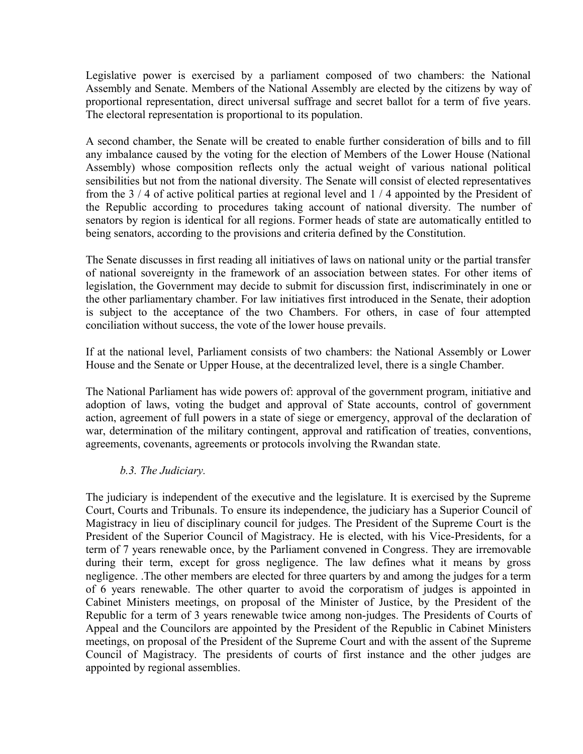Legislative power is exercised by a parliament composed of two chambers: the National Assembly and Senate. Members of the National Assembly are elected by the citizens by way of proportional representation, direct universal suffrage and secret ballot for a term of five years. The electoral representation is proportional to its population.

A second chamber, the Senate will be created to enable further consideration of bills and to fill any imbalance caused by the voting for the election of Members of the Lower House (National Assembly) whose composition reflects only the actual weight of various national political sensibilities but not from the national diversity. The Senate will consist of elected representatives from the 3 / 4 of active political parties at regional level and 1 / 4 appointed by the President of the Republic according to procedures taking account of national diversity. The number of senators by region is identical for all regions. Former heads of state are automatically entitled to being senators, according to the provisions and criteria defined by the Constitution.

The Senate discusses in first reading all initiatives of laws on national unity or the partial transfer of national sovereignty in the framework of an association between states. For other items of legislation, the Government may decide to submit for discussion first, indiscriminately in one or the other parliamentary chamber. For law initiatives first introduced in the Senate, their adoption is subject to the acceptance of the two Chambers. For others, in case of four attempted conciliation without success, the vote of the lower house prevails.

If at the national level, Parliament consists of two chambers: the National Assembly or Lower House and the Senate or Upper House, at the decentralized level, there is a single Chamber.

The National Parliament has wide powers of: approval of the government program, initiative and adoption of laws, voting the budget and approval of State accounts, control of government action, agreement of full powers in a state of siege or emergency, approval of the declaration of war, determination of the military contingent, approval and ratification of treaties, conventions, agreements, covenants, agreements or protocols involving the Rwandan state.

*b.3. The Judiciary.*

The judiciary is independent of the executive and the legislature. It is exercised by the Supreme Court, Courts and Tribunals. To ensure its independence, the judiciary has a Superior Council of Magistracy in lieu of disciplinary council for judges. The President of the Supreme Court is the President of the Superior Council of Magistracy. He is elected, with his Vice-Presidents, for a term of 7 years renewable once, by the Parliament convened in Congress. They are irremovable during their term, except for gross negligence. The law defines what it means by gross negligence. .The other members are elected for three quarters by and among the judges for a term of 6 years renewable. The other quarter to avoid the corporatism of judges is appointed in Cabinet Ministers meetings, on proposal of the Minister of Justice, by the President of the Republic for a term of 3 years renewable twice among non-judges. The Presidents of Courts of Appeal and the Councilors are appointed by the President of the Republic in Cabinet Ministers meetings, on proposal of the President of the Supreme Court and with the assent of the Supreme Council of Magistracy. The presidents of courts of first instance and the other judges are appointed by regional assemblies.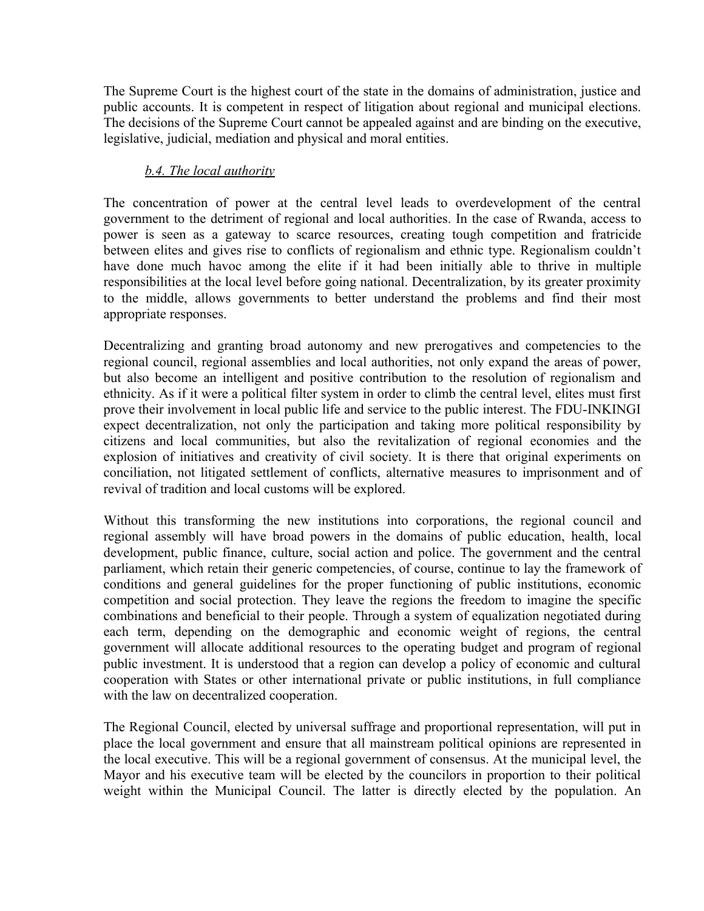The Supreme Court is the highest court of the state in the domains of administration, justice and public accounts. It is competent in respect of litigation about regional and municipal elections. The decisions of the Supreme Court cannot be appealed against and are binding on the executive, legislative, judicial, mediation and physical and moral entities.

### *b.4. The local authority*

The concentration of power at the central level leads to overdevelopment of the central government to the detriment of regional and local authorities. In the case of Rwanda, access to power is seen as a gateway to scarce resources, creating tough competition and fratricide between elites and gives rise to conflicts of regionalism and ethnic type. Regionalism couldn't have done much havoc among the elite if it had been initially able to thrive in multiple responsibilities at the local level before going national. Decentralization, by its greater proximity to the middle, allows governments to better understand the problems and find their most appropriate responses.

Decentralizing and granting broad autonomy and new prerogatives and competencies to the regional council, regional assemblies and local authorities, not only expand the areas of power, but also become an intelligent and positive contribution to the resolution of regionalism and ethnicity. As if it were a political filter system in order to climb the central level, elites must first prove their involvement in local public life and service to the public interest. The FDU-INKINGI expect decentralization, not only the participation and taking more political responsibility by citizens and local communities, but also the revitalization of regional economies and the explosion of initiatives and creativity of civil society. It is there that original experiments on conciliation, not litigated settlement of conflicts, alternative measures to imprisonment and of revival of tradition and local customs will be explored.

Without this transforming the new institutions into corporations, the regional council and regional assembly will have broad powers in the domains of public education, health, local development, public finance, culture, social action and police. The government and the central parliament, which retain their generic competencies, of course, continue to lay the framework of conditions and general guidelines for the proper functioning of public institutions, economic competition and social protection. They leave the regions the freedom to imagine the specific combinations and beneficial to their people. Through a system of equalization negotiated during each term, depending on the demographic and economic weight of regions, the central government will allocate additional resources to the operating budget and program of regional public investment. It is understood that a region can develop a policy of economic and cultural cooperation with States or other international private or public institutions, in full compliance with the law on decentralized cooperation.

The Regional Council, elected by universal suffrage and proportional representation, will put in place the local government and ensure that all mainstream political opinions are represented in the local executive. This will be a regional government of consensus. At the municipal level, the Mayor and his executive team will be elected by the councilors in proportion to their political weight within the Municipal Council. The latter is directly elected by the population. An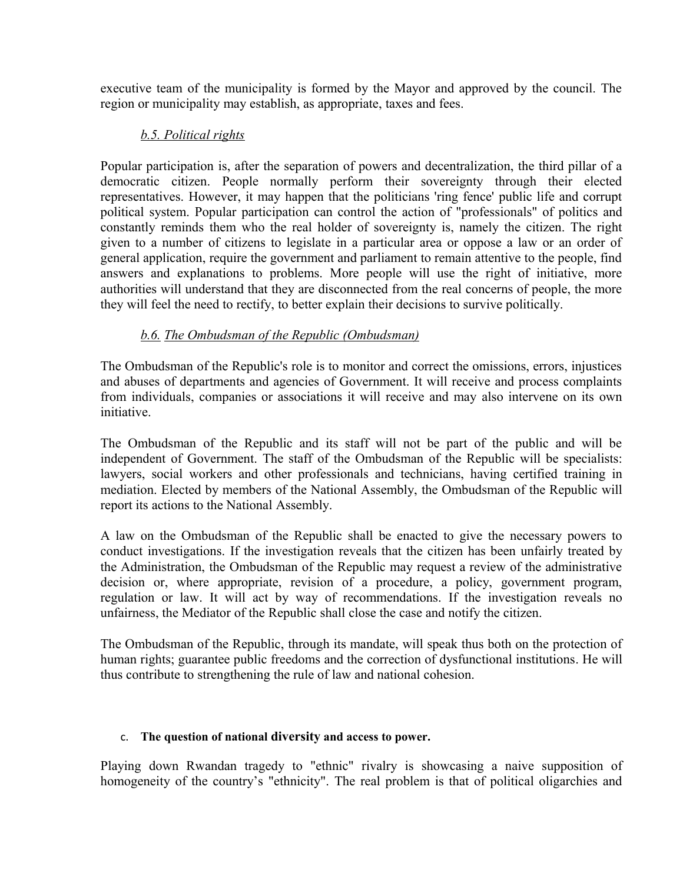executive team of the municipality is formed by the Mayor and approved by the council. The region or municipality may establish, as appropriate, taxes and fees.

### *b.5. Political rights*

Popular participation is, after the separation of powers and decentralization, the third pillar of a democratic citizen. People normally perform their sovereignty through their elected representatives. However, it may happen that the politicians 'ring fence' public life and corrupt political system. Popular participation can control the action of "professionals" of politics and constantly reminds them who the real holder of sovereignty is, namely the citizen. The right given to a number of citizens to legislate in a particular area or oppose a law or an order of general application, require the government and parliament to remain attentive to the people, find answers and explanations to problems. More people will use the right of initiative, more authorities will understand that they are disconnected from the real concerns of people, the more they will feel the need to rectify, to better explain their decisions to survive politically.

### *b.6. The Ombudsman of the Republic (Ombudsman)*

The Ombudsman of the Republic's role is to monitor and correct the omissions, errors, injustices and abuses of departments and agencies of Government. It will receive and process complaints from individuals, companies or associations it will receive and may also intervene on its own initiative.

The Ombudsman of the Republic and its staff will not be part of the public and will be independent of Government. The staff of the Ombudsman of the Republic will be specialists: lawyers, social workers and other professionals and technicians, having certified training in mediation. Elected by members of the National Assembly, the Ombudsman of the Republic will report its actions to the National Assembly.

A law on the Ombudsman of the Republic shall be enacted to give the necessary powers to conduct investigations. If the investigation reveals that the citizen has been unfairly treated by the Administration, the Ombudsman of the Republic may request a review of the administrative decision or, where appropriate, revision of a procedure, a policy, government program, regulation or law. It will act by way of recommendations. If the investigation reveals no unfairness, the Mediator of the Republic shall close the case and notify the citizen.

The Ombudsman of the Republic, through its mandate, will speak thus both on the protection of human rights; guarantee public freedoms and the correction of dysfunctional institutions. He will thus contribute to strengthening the rule of law and national cohesion.

## c. **The question of national diversity and access to power.**

Playing down Rwandan tragedy to "ethnic" rivalry is showcasing a naive supposition of homogeneity of the country's "ethnicity". The real problem is that of political oligarchies and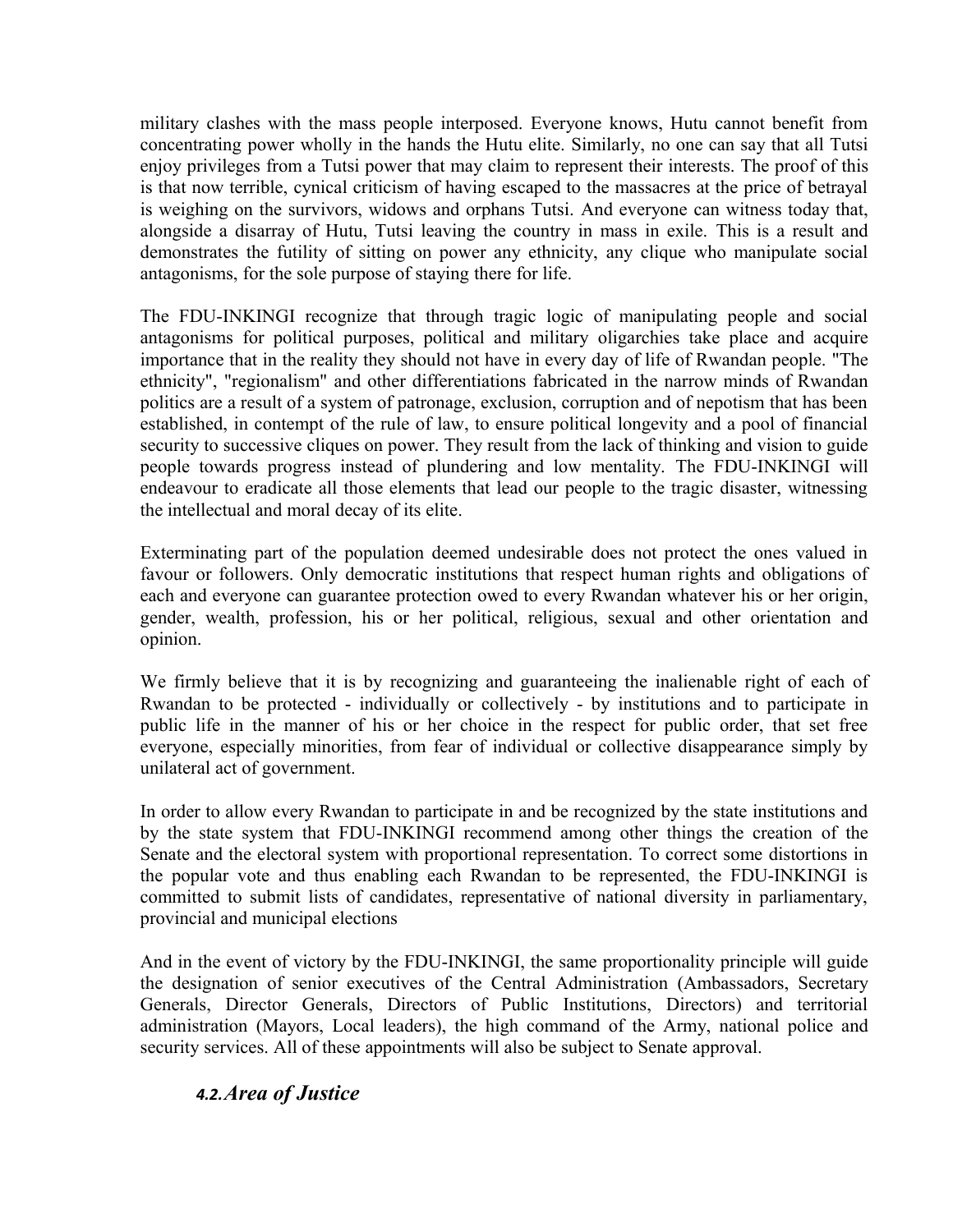military clashes with the mass people interposed. Everyone knows, Hutu cannot benefit from concentrating power wholly in the hands the Hutu elite. Similarly, no one can say that all Tutsi enjoy privileges from a Tutsi power that may claim to represent their interests. The proof of this is that now terrible, cynical criticism of having escaped to the massacres at the price of betrayal is weighing on the survivors, widows and orphans Tutsi. And everyone can witness today that, alongside a disarray of Hutu, Tutsi leaving the country in mass in exile. This is a result and demonstrates the futility of sitting on power any ethnicity, any clique who manipulate social antagonisms, for the sole purpose of staying there for life.

The FDU-INKINGI recognize that through tragic logic of manipulating people and social antagonisms for political purposes, political and military oligarchies take place and acquire importance that in the reality they should not have in every day of life of Rwandan people. "The ethnicity", "regionalism" and other differentiations fabricated in the narrow minds of Rwandan politics are a result of a system of patronage, exclusion, corruption and of nepotism that has been established, in contempt of the rule of law, to ensure political longevity and a pool of financial security to successive cliques on power. They result from the lack of thinking and vision to guide people towards progress instead of plundering and low mentality. The FDU-INKINGI will endeavour to eradicate all those elements that lead our people to the tragic disaster, witnessing the intellectual and moral decay of its elite.

Exterminating part of the population deemed undesirable does not protect the ones valued in favour or followers. Only democratic institutions that respect human rights and obligations of each and everyone can guarantee protection owed to every Rwandan whatever his or her origin, gender, wealth, profession, his or her political, religious, sexual and other orientation and opinion.

We firmly believe that it is by recognizing and guaranteeing the inalienable right of each of Rwandan to be protected - individually or collectively - by institutions and to participate in public life in the manner of his or her choice in the respect for public order, that set free everyone, especially minorities, from fear of individual or collective disappearance simply by unilateral act of government.

In order to allow every Rwandan to participate in and be recognized by the state institutions and by the state system that FDU-INKINGI recommend among other things the creation of the Senate and the electoral system with proportional representation. To correct some distortions in the popular vote and thus enabling each Rwandan to be represented, the FDU-INKINGI is committed to submit lists of candidates, representative of national diversity in parliamentary, provincial and municipal elections

And in the event of victory by the FDU-INKINGI, the same proportionality principle will guide the designation of senior executives of the Central Administration (Ambassadors, Secretary Generals, Director Generals, Directors of Public Institutions, Directors) and territorial administration (Mayors, Local leaders), the high command of the Army, national police and security services. All of these appointments will also be subject to Senate approval.

### *4.2. Area of Justice*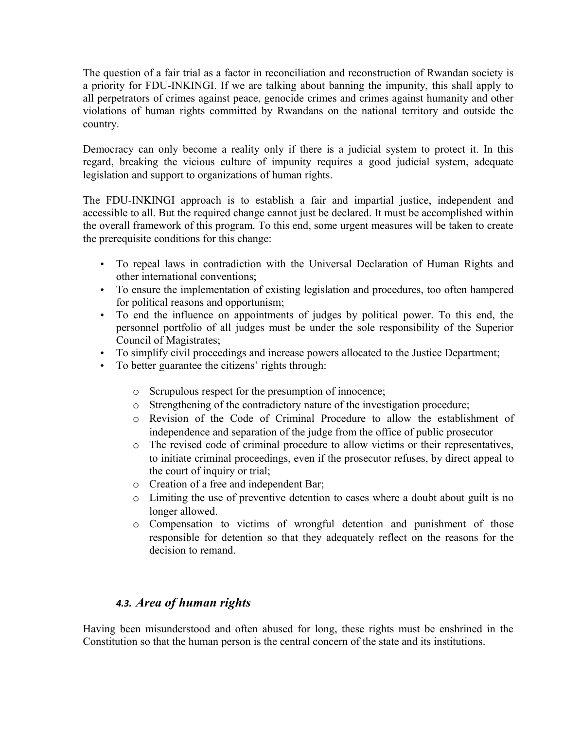The question of a fair trial as a factor in reconciliation and reconstruction of Rwandan society is a priority for FDU-INKINGI. If we are talking about banning the impunity, this shall apply to all perpetrators of crimes against peace, genocide crimes and crimes against humanity and other violations of human rights committed by Rwandans on the national territory and outside the country.

Democracy can only become a reality only if there is a judicial system to protect it. In this regard, breaking the vicious culture of impunity requires a good judicial system, adequate legislation and support to organizations of human rights.

The FDU-INKINGI approach is to establish a fair and impartial justice, independent and accessible to all. But the required change cannot just be declared. It must be accomplished within the overall framework of this program. To this end, some urgent measures will be taken to create the prerequisite conditions for this change:

- To repeal laws in contradiction with the Universal Declaration of Human Rights and other international conventions;
- To ensure the implementation of existing legislation and procedures, too often hampered for political reasons and opportunism;
- To end the influence on appointments of judges by political power. To this end, the personnel portfolio of all judges must be under the sole responsibility of the Superior Council of Magistrates;
- To simplify civil proceedings and increase powers allocated to the Justice Department;
- To better guarantee the citizens' rights through:
  - Scrupulous respect for the presumption of innocence;
  - Strengthening of the contradictory nature of the investigation procedure;
  - Revision of the Code of Criminal Procedure to allow the establishment of independence and separation of the judge from the office of public prosecutor
  - The revised code of criminal procedure to allow victims or their representatives, to initiate criminal proceedings, even if the prosecutor refuses, by direct appeal to the court of inquiry or trial;
  - Creation of a free and independent Bar;
  - Limiting the use of preventive detention to cases where a doubt about guilt is no longer allowed.
  - Compensation to victims of wrongful detention and punishment of those responsible for detention so that they adequately reflect on the reasons for the decision to remand.

### *4.3. Area of human rights*

Having been misunderstood and often abused for long, these rights must be enshrined in the Constitution so that the human person is the central concern of the state and its institutions.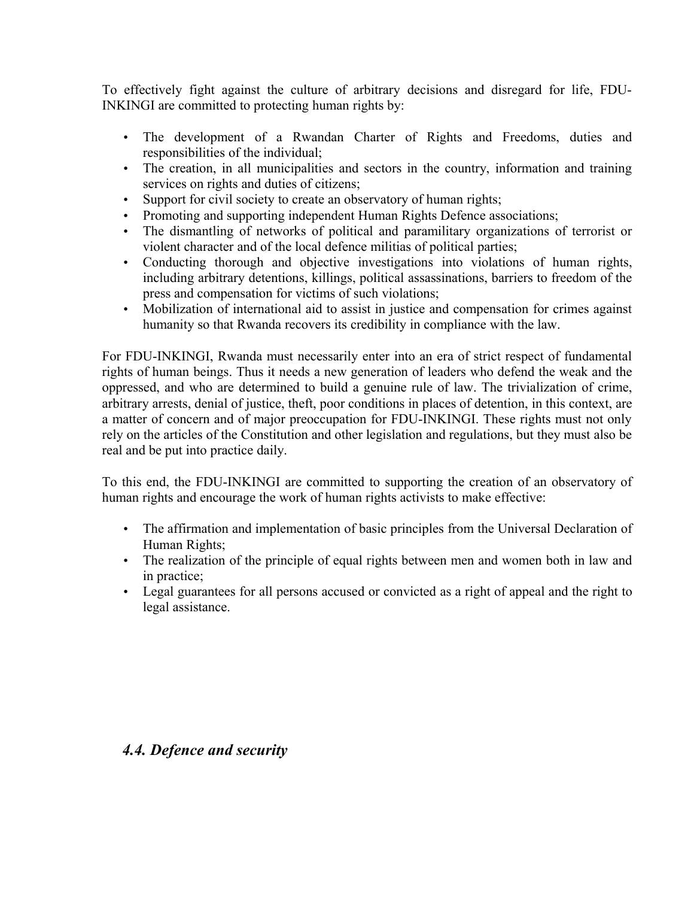To effectively fight against the culture of arbitrary decisions and disregard for life, FDU-INKINGI are committed to protecting human rights by:

- The development of a Rwandan Charter of Rights and Freedoms, duties and responsibilities of the individual;
- The creation, in all municipalities and sectors in the country, information and training services on rights and duties of citizens;
- Support for civil society to create an observatory of human rights;
- Promoting and supporting independent Human Rights Defence associations;
- The dismantling of networks of political and paramilitary organizations of terrorist or violent character and of the local defence militias of political parties;
- Conducting thorough and objective investigations into violations of human rights, including arbitrary detentions, killings, political assassinations, barriers to freedom of the press and compensation for victims of such violations;
- Mobilization of international aid to assist in justice and compensation for crimes against humanity so that Rwanda recovers its credibility in compliance with the law.

For FDU-INKINGI, Rwanda must necessarily enter into an era of strict respect of fundamental rights of human beings. Thus it needs a new generation of leaders who defend the weak and the oppressed, and who are determined to build a genuine rule of law. The trivialization of crime, arbitrary arrests, denial of justice, theft, poor conditions in places of detention, in this context, are a matter of concern and of major preoccupation for FDU-INKINGI. These rights must not only rely on the articles of the Constitution and other legislation and regulations, but they must also be real and be put into practice daily.

To this end, the FDU-INKINGI are committed to supporting the creation of an observatory of human rights and encourage the work of human rights activists to make effective:

- The affirmation and implementation of basic principles from the Universal Declaration of Human Rights;
- The realization of the principle of equal rights between men and women both in law and in practice;
- Legal guarantees for all persons accused or convicted as a right of appeal and the right to legal assistance.

### *4.4. Defence and security*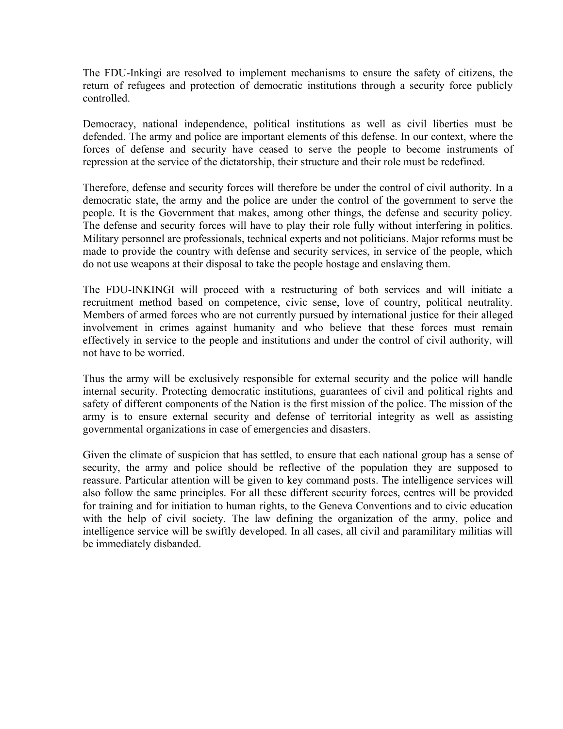The FDU-Inkingi are resolved to implement mechanisms to ensure the safety of citizens, the return of refugees and protection of democratic institutions through a security force publicly controlled.

Democracy, national independence, political institutions as well as civil liberties must be defended. The army and police are important elements of this defense. In our context, where the forces of defense and security have ceased to serve the people to become instruments of repression at the service of the dictatorship, their structure and their role must be redefined.

Therefore, defense and security forces will therefore be under the control of civil authority. In a democratic state, the army and the police are under the control of the government to serve the people. It is the Government that makes, among other things, the defense and security policy. The defense and security forces will have to play their role fully without interfering in politics. Military personnel are professionals, technical experts and not politicians. Major reforms must be made to provide the country with defense and security services, in service of the people, which do not use weapons at their disposal to take the people hostage and enslaving them.

The FDU-INKINGI will proceed with a restructuring of both services and will initiate a recruitment method based on competence, civic sense, love of country, political neutrality. Members of armed forces who are not currently pursued by international justice for their alleged involvement in crimes against humanity and who believe that these forces must remain effectively in service to the people and institutions and under the control of civil authority, will not have to be worried.

Thus the army will be exclusively responsible for external security and the police will handle internal security. Protecting democratic institutions, guarantees of civil and political rights and safety of different components of the Nation is the first mission of the police. The mission of the army is to ensure external security and defense of territorial integrity as well as assisting governmental organizations in case of emergencies and disasters.

Given the climate of suspicion that has settled, to ensure that each national group has a sense of security, the army and police should be reflective of the population they are supposed to reassure. Particular attention will be given to key command posts. The intelligence services will also follow the same principles. For all these different security forces, centres will be provided for training and for initiation to human rights, to the Geneva Conventions and to civic education with the help of civil society. The law defining the organization of the army, police and intelligence service will be swiftly developed. In all cases, all civil and paramilitary militias will be immediately disbanded.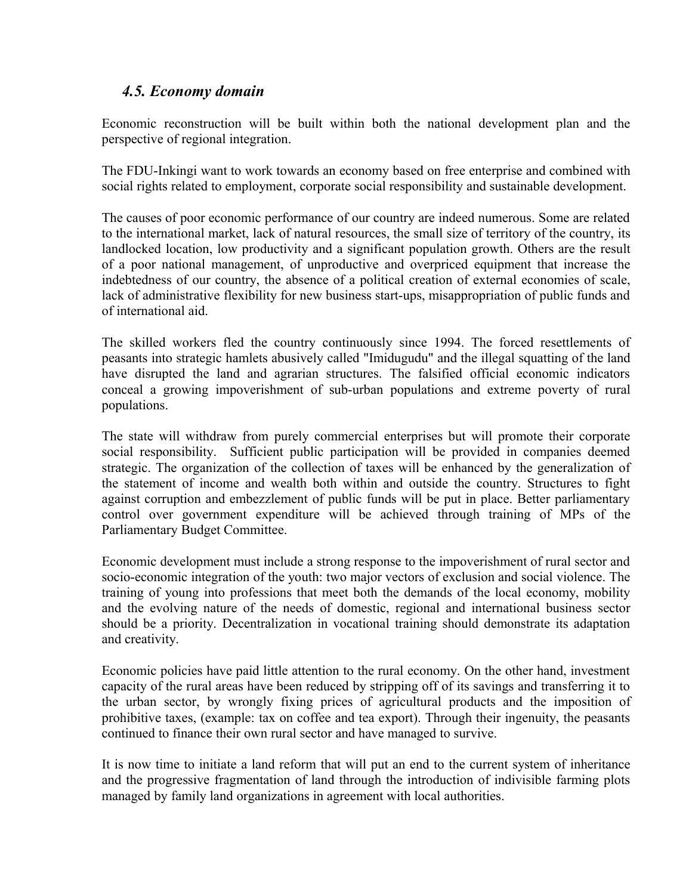## *4.5. Economy domain*

Economic reconstruction will be built within both the national development plan and the perspective of regional integration.

The FDU-Inkingi want to work towards an economy based on free enterprise and combined with social rights related to employment, corporate social responsibility and sustainable development.

The causes of poor economic performance of our country are indeed numerous. Some are related to the international market, lack of natural resources, the small size of territory of the country, its landlocked location, low productivity and a significant population growth. Others are the result of a poor national management, of unproductive and overpriced equipment that increase the indebtedness of our country, the absence of a political creation of external economies of scale, lack of administrative flexibility for new business start-ups, misappropriation of public funds and of international aid.

The skilled workers fled the country continuously since 1994. The forced resettlements of peasants into strategic hamlets abusively called "Imidugudu" and the illegal squatting of the land have disrupted the land and agrarian structures. The falsified official economic indicators conceal a growing impoverishment of sub-urban populations and extreme poverty of rural populations.

The state will withdraw from purely commercial enterprises but will promote their corporate social responsibility. Sufficient public participation will be provided in companies deemed strategic. The organization of the collection of taxes will be enhanced by the generalization of the statement of income and wealth both within and outside the country. Structures to fight against corruption and embezzlement of public funds will be put in place. Better parliamentary control over government expenditure will be achieved through training of MPs of the Parliamentary Budget Committee.

Economic development must include a strong response to the impoverishment of rural sector and socio-economic integration of the youth: two major vectors of exclusion and social violence. The training of young into professions that meet both the demands of the local economy, mobility and the evolving nature of the needs of domestic, regional and international business sector should be a priority. Decentralization in vocational training should demonstrate its adaptation and creativity.

Economic policies have paid little attention to the rural economy. On the other hand, investment capacity of the rural areas have been reduced by stripping off of its savings and transferring it to the urban sector, by wrongly fixing prices of agricultural products and the imposition of prohibitive taxes, (example: tax on coffee and tea export). Through their ingenuity, the peasants continued to finance their own rural sector and have managed to survive.

It is now time to initiate a land reform that will put an end to the current system of inheritance and the progressive fragmentation of land through the introduction of indivisible farming plots managed by family land organizations in agreement with local authorities.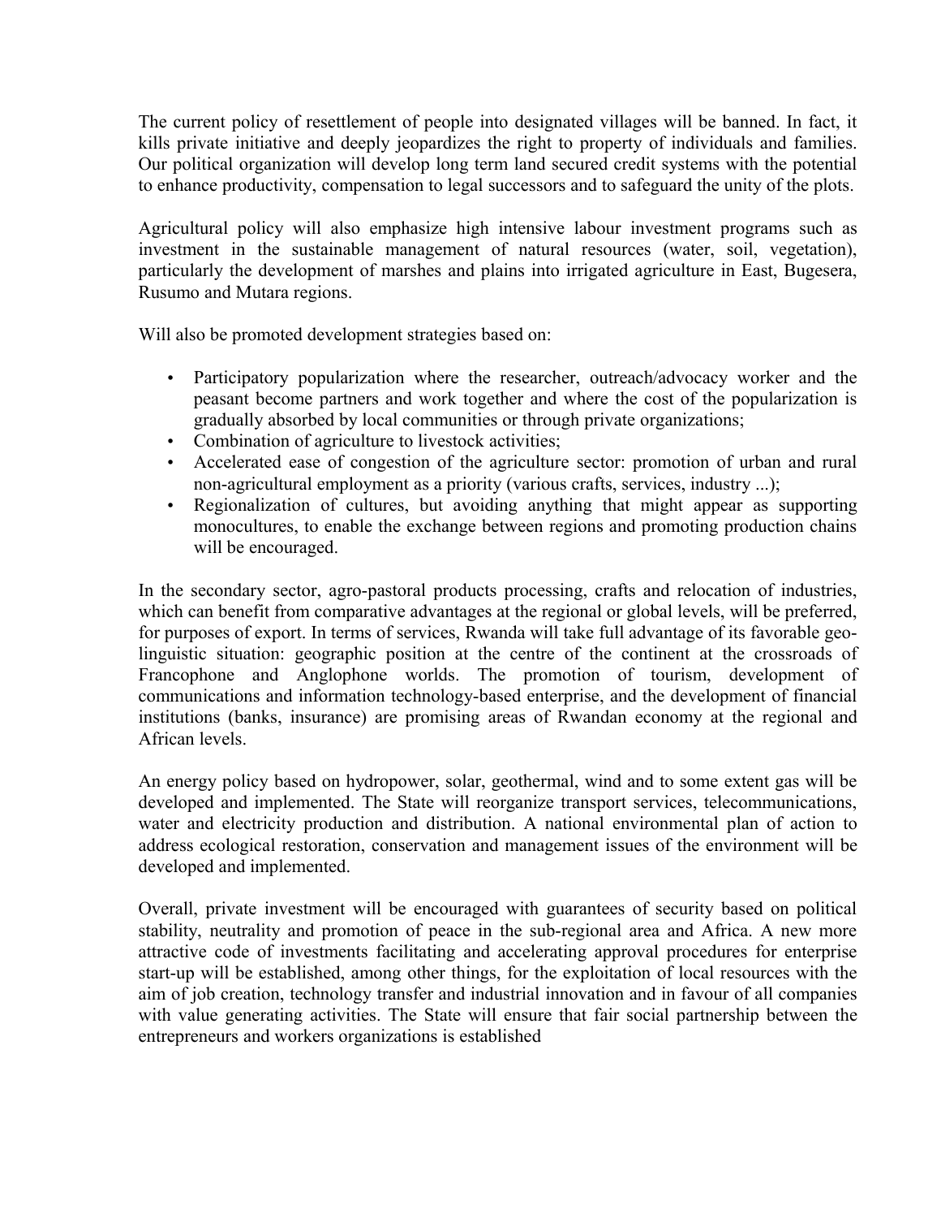The current policy of resettlement of people into designated villages will be banned. In fact, it kills private initiative and deeply jeopardizes the right to property of individuals and families. Our political organization will develop long term land secured credit systems with the potential to enhance productivity, compensation to legal successors and to safeguard the unity of the plots.

Agricultural policy will also emphasize high intensive labour investment programs such as investment in the sustainable management of natural resources (water, soil, vegetation), particularly the development of marshes and plains into irrigated agriculture in East, Bugesera, Rusumo and Mutara regions.

Will also be promoted development strategies based on:

- Participatory popularization where the researcher, outreach/advocacy worker and the peasant become partners and work together and where the cost of the popularization is gradually absorbed by local communities or through private organizations;
- Combination of agriculture to livestock activities;
- Accelerated ease of congestion of the agriculture sector: promotion of urban and rural non-agricultural employment as a priority (various crafts, services, industry ...);
- Regionalization of cultures, but avoiding anything that might appear as supporting monocultures, to enable the exchange between regions and promoting production chains will be encouraged.

In the secondary sector, agro-pastoral products processing, crafts and relocation of industries, which can benefit from comparative advantages at the regional or global levels, will be preferred, for purposes of export. In terms of services, Rwanda will take full advantage of its favorable geo-linguistic situation: geographic position at the centre of the continent at the crossroads of Francophone and Anglophone worlds. The promotion of tourism, development of communications and information technology-based enterprise, and the development of financial institutions (banks, insurance) are promising areas of Rwandan economy at the regional and African levels.

An energy policy based on hydropower, solar, geothermal, wind and to some extent gas will be developed and implemented. The State will reorganize transport services, telecommunications, water and electricity production and distribution. A national environmental plan of action to address ecological restoration, conservation and management issues of the environment will be developed and implemented.

Overall, private investment will be encouraged with guarantees of security based on political stability, neutrality and promotion of peace in the sub-regional area and Africa. A new more attractive code of investments facilitating and accelerating approval procedures for enterprise start-up will be established, among other things, for the exploitation of local resources with the aim of job creation, technology transfer and industrial innovation and in favour of all companies with value generating activities. The State will ensure that fair social partnership between the entrepreneurs and workers organizations is established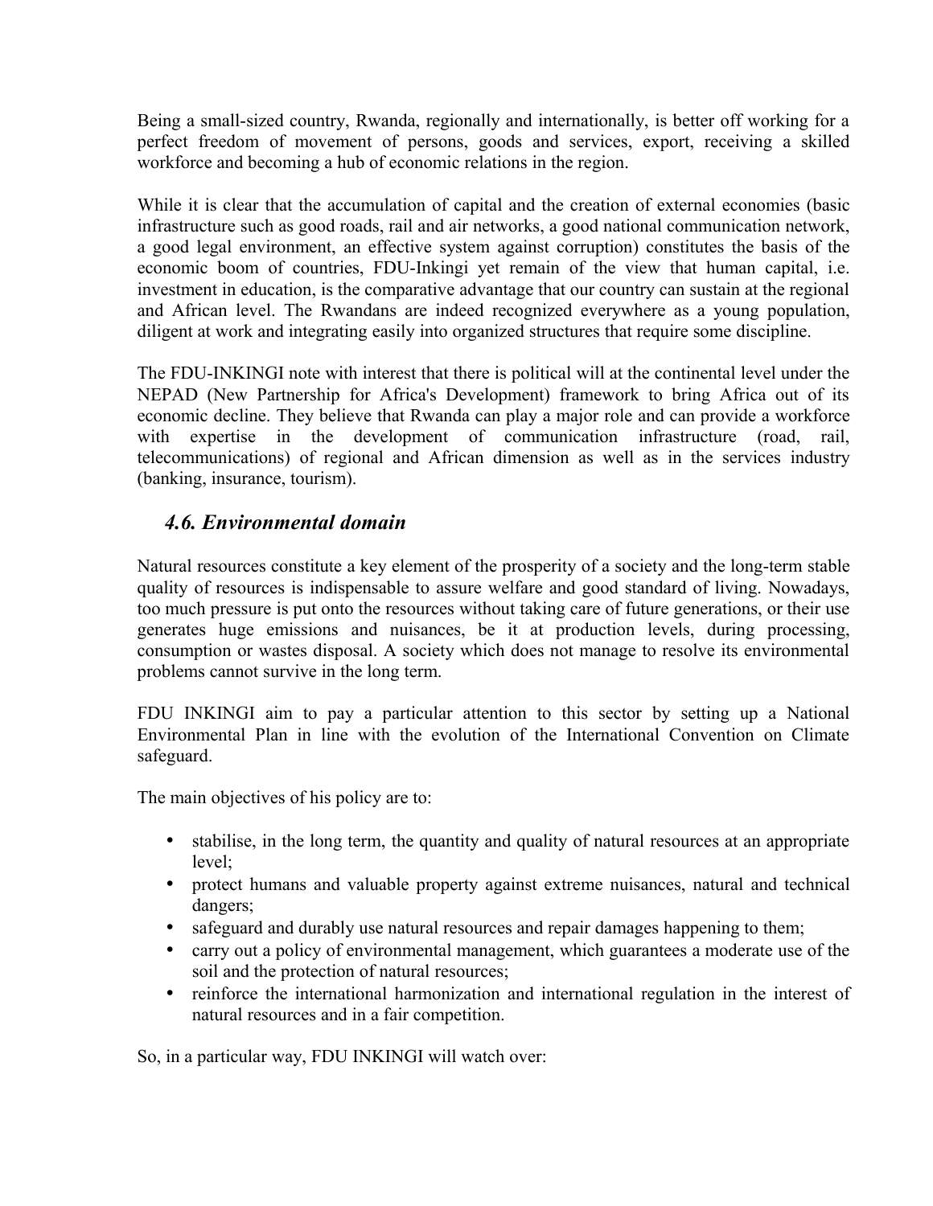Being a small-sized country, Rwanda, regionally and internationally, is better off working for a perfect freedom of movement of persons, goods and services, export, receiving a skilled workforce and becoming a hub of economic relations in the region.

While it is clear that the accumulation of capital and the creation of external economies (basic infrastructure such as good roads, rail and air networks, a good national communication network, a good legal environment, an effective system against corruption) constitutes the basis of the economic boom of countries, FDU-Inkingi yet remain of the view that human capital, i.e. investment in education, is the comparative advantage that our country can sustain at the regional and African level. The Rwandans are indeed recognized everywhere as a young population, diligent at work and integrating easily into organized structures that require some discipline.

The FDU-INKINGI note with interest that there is political will at the continental level under the NEPAD (New Partnership for Africa's Development) framework to bring Africa out of its economic decline. They believe that Rwanda can play a major role and can provide a workforce with expertise in the development of communication infrastructure (road, rail, telecommunications) of regional and African dimension as well as in the services industry (banking, insurance, tourism).

### *4.6. Environmental domain*

Natural resources constitute a key element of the prosperity of a society and the long-term stable quality of resources is indispensable to assure welfare and good standard of living. Nowadays, too much pressure is put onto the resources without taking care of future generations, or their use generates huge emissions and nuisances, be it at production levels, during processing, consumption or wastes disposal. A society which does not manage to resolve its environmental problems cannot survive in the long term.

FDU INKINGI aim to pay a particular attention to this sector by setting up a National Environmental Plan in line with the evolution of the International Convention on Climate safeguard.

The main objectives of his policy are to:

- stabilise, in the long term, the quantity and quality of natural resources at an appropriate level;
- protect humans and valuable property against extreme nuisances, natural and technical dangers;
- safeguard and durably use natural resources and repair damages happening to them;
- carry out a policy of environmental management, which guarantees a moderate use of the soil and the protection of natural resources;
- reinforce the international harmonization and international regulation in the interest of natural resources and in a fair competition.

So, in a particular way, FDU INKINGI will watch over: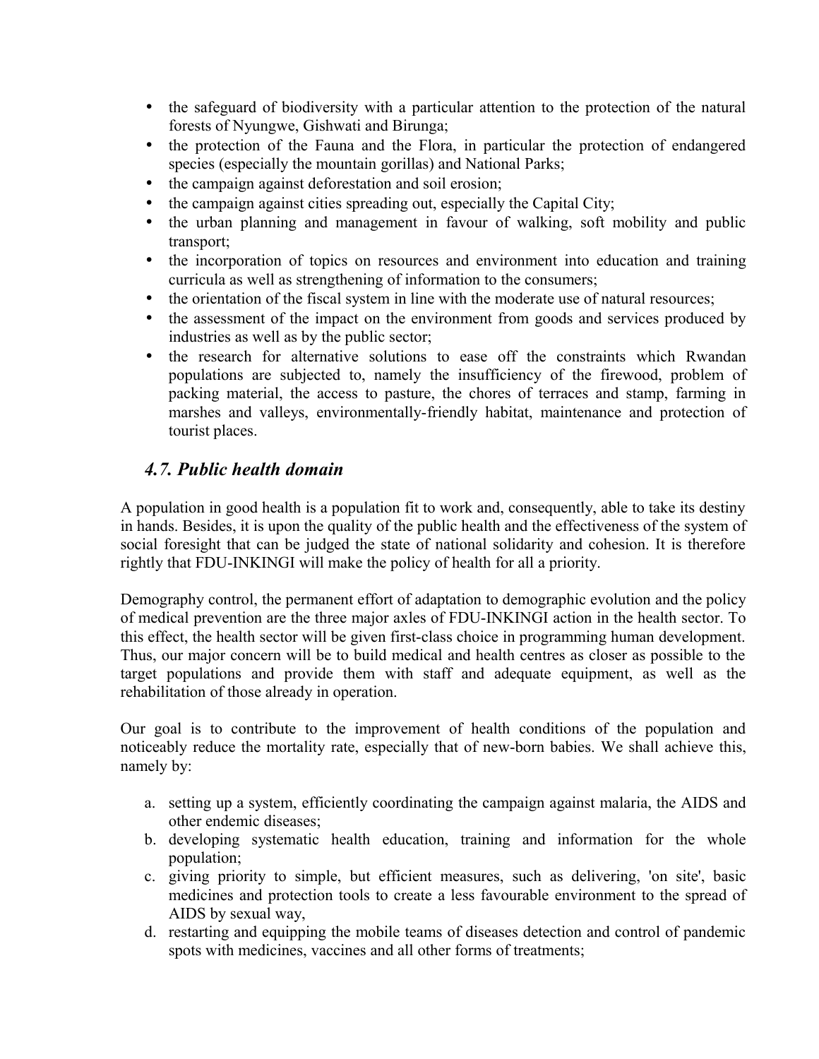- the safeguard of biodiversity with a particular attention to the protection of the natural forests of Nyungwe, Gishwati and Birunga;
- the protection of the Fauna and the Flora, in particular the protection of endangered species (especially the mountain gorillas) and National Parks;
- the campaign against deforestation and soil erosion;
- the campaign against cities spreading out, especially the Capital City;
- the urban planning and management in favour of walking, soft mobility and public transport;
- the incorporation of topics on resources and environment into education and training curricula as well as strengthening of information to the consumers;
- the orientation of the fiscal system in line with the moderate use of natural resources;
- the assessment of the impact on the environment from goods and services produced by industries as well as by the public sector;
- the research for alternative solutions to ease off the constraints which Rwandan populations are subjected to, namely the insufficiency of the firewood, problem of packing material, the access to pasture, the chores of terraces and stamp, farming in marshes and valleys, environmentally-friendly habitat, maintenance and protection of tourist places.

### *4.7. Public health domain*

A population in good health is a population fit to work and, consequently, able to take its destiny in hands. Besides, it is upon the quality of the public health and the effectiveness of the system of social foresight that can be judged the state of national solidarity and cohesion. It is therefore rightly that FDU-INKINGI will make the policy of health for all a priority.

Demography control, the permanent effort of adaptation to demographic evolution and the policy of medical prevention are the three major axles of FDU-INKINGI action in the health sector. To this effect, the health sector will be given first-class choice in programming human development. Thus, our major concern will be to build medical and health centres as closer as possible to the target populations and provide them with staff and adequate equipment, as well as the rehabilitation of those already in operation.

Our goal is to contribute to the improvement of health conditions of the population and noticeably reduce the mortality rate, especially that of new-born babies. We shall achieve this, namely by:

a. setting up a system, efficiently coordinating the campaign against malaria, the AIDS and other endemic diseases;
b. developing systematic health education, training and information for the whole population;
c. giving priority to simple, but efficient measures, such as delivering, 'on site', basic medicines and protection tools to create a less favourable environment to the spread of AIDS by sexual way,
d. restarting and equipping the mobile teams of diseases detection and control of pandemic spots with medicines, vaccines and all other forms of treatments;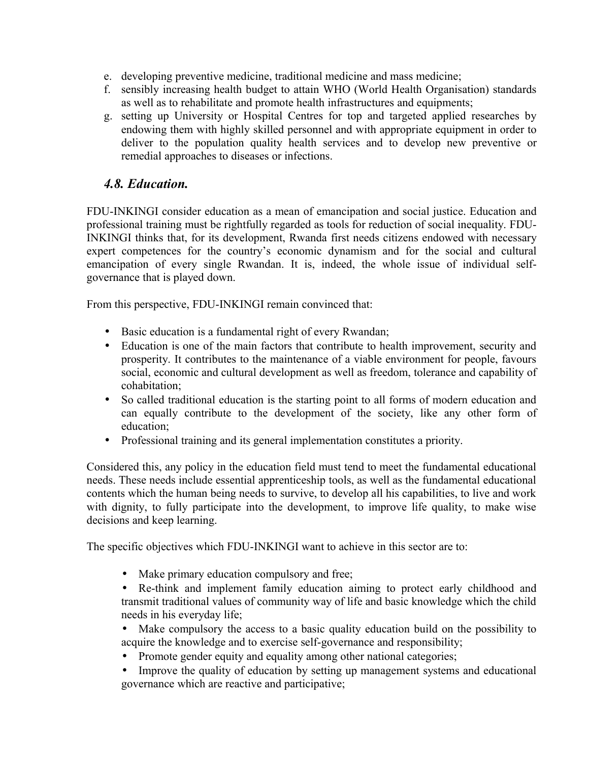e. developing preventive medicine, traditional medicine and mass medicine;
f. sensibly increasing health budget to attain WHO (World Health Organisation) standards as well as to rehabilitate and promote health infrastructures and equipments;
g. setting up University or Hospital Centres for top and targeted applied researches by endowing them with highly skilled personnel and with appropriate equipment in order to deliver to the population quality health services and to develop new preventive or remedial approaches to diseases or infections.

### *4.8. Education.*

FDU-INKINGI consider education as a mean of emancipation and social justice. Education and professional training must be rightfully regarded as tools for reduction of social inequality. FDU-INKINGI thinks that, for its development, Rwanda first needs citizens endowed with necessary expert competences for the country's economic dynamism and for the social and cultural emancipation of every single Rwandan. It is, indeed, the whole issue of individual self-governance that is played down.

From this perspective, FDU-INKINGI remain convinced that:

- Basic education is a fundamental right of every Rwandan;
- Education is one of the main factors that contribute to health improvement, security and prosperity. It contributes to the maintenance of a viable environment for people, favours social, economic and cultural development as well as freedom, tolerance and capability of cohabitation;
- So called traditional education is the starting point to all forms of modern education and can equally contribute to the development of the society, like any other form of education;
- Professional training and its general implementation constitutes a priority.

Considered this, any policy in the education field must tend to meet the fundamental educational needs. These needs include essential apprenticeship tools, as well as the fundamental educational contents which the human being needs to survive, to develop all his capabilities, to live and work with dignity, to fully participate into the development, to improve life quality, to make wise decisions and keep learning.

The specific objectives which FDU-INKINGI want to achieve in this sector are to:

- Make primary education compulsory and free;
- Re-think and implement family education aiming to protect early childhood and transmit traditional values of community way of life and basic knowledge which the child needs in his everyday life;
- Make compulsory the access to a basic quality education build on the possibility to acquire the knowledge and to exercise self-governance and responsibility;
- Promote gender equity and equality among other national categories;
- Improve the quality of education by setting up management systems and educational governance which are reactive and participative;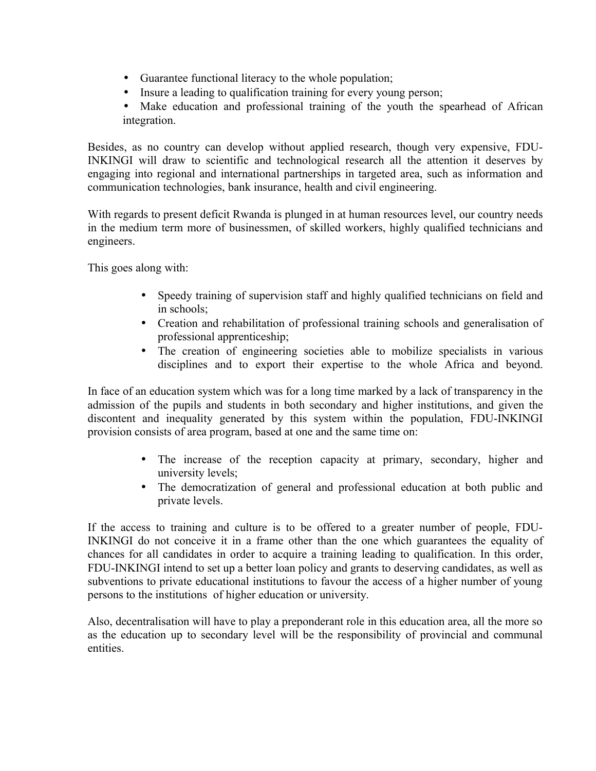- Guarantee functional literacy to the whole population;
- Insure a leading to qualification training for every young person;
- Make education and professional training of the youth the spearhead of African integration.

Besides, as no country can develop without applied research, though very expensive, FDU-INKINGI will draw to scientific and technological research all the attention it deserves by engaging into regional and international partnerships in targeted area, such as information and communication technologies, bank insurance, health and civil engineering.

With regards to present deficit Rwanda is plunged in at human resources level, our country needs in the medium term more of businessmen, of skilled workers, highly qualified technicians and engineers.

This goes along with:

- Speedy training of supervision staff and highly qualified technicians on field and in schools;
- Creation and rehabilitation of professional training schools and generalisation of professional apprenticeship;
- The creation of engineering societies able to mobilize specialists in various disciplines and to export their expertise to the whole Africa and beyond.

In face of an education system which was for a long time marked by a lack of transparency in the admission of the pupils and students in both secondary and higher institutions, and given the discontent and inequality generated by this system within the population, FDU-INKINGI provision consists of area program, based at one and the same time on:

- The increase of the reception capacity at primary, secondary, higher and university levels;
- The democratization of general and professional education at both public and private levels.

If the access to training and culture is to be offered to a greater number of people, FDU-INKINGI do not conceive it in a frame other than the one which guarantees the equality of chances for all candidates in order to acquire a training leading to qualification. In this order, FDU-INKINGI intend to set up a better loan policy and grants to deserving candidates, as well as subventions to private educational institutions to favour the access of a higher number of young persons to the institutions of higher education or university.

Also, decentralisation will have to play a preponderant role in this education area, all the more so as the education up to secondary level will be the responsibility of provincial and communal entities.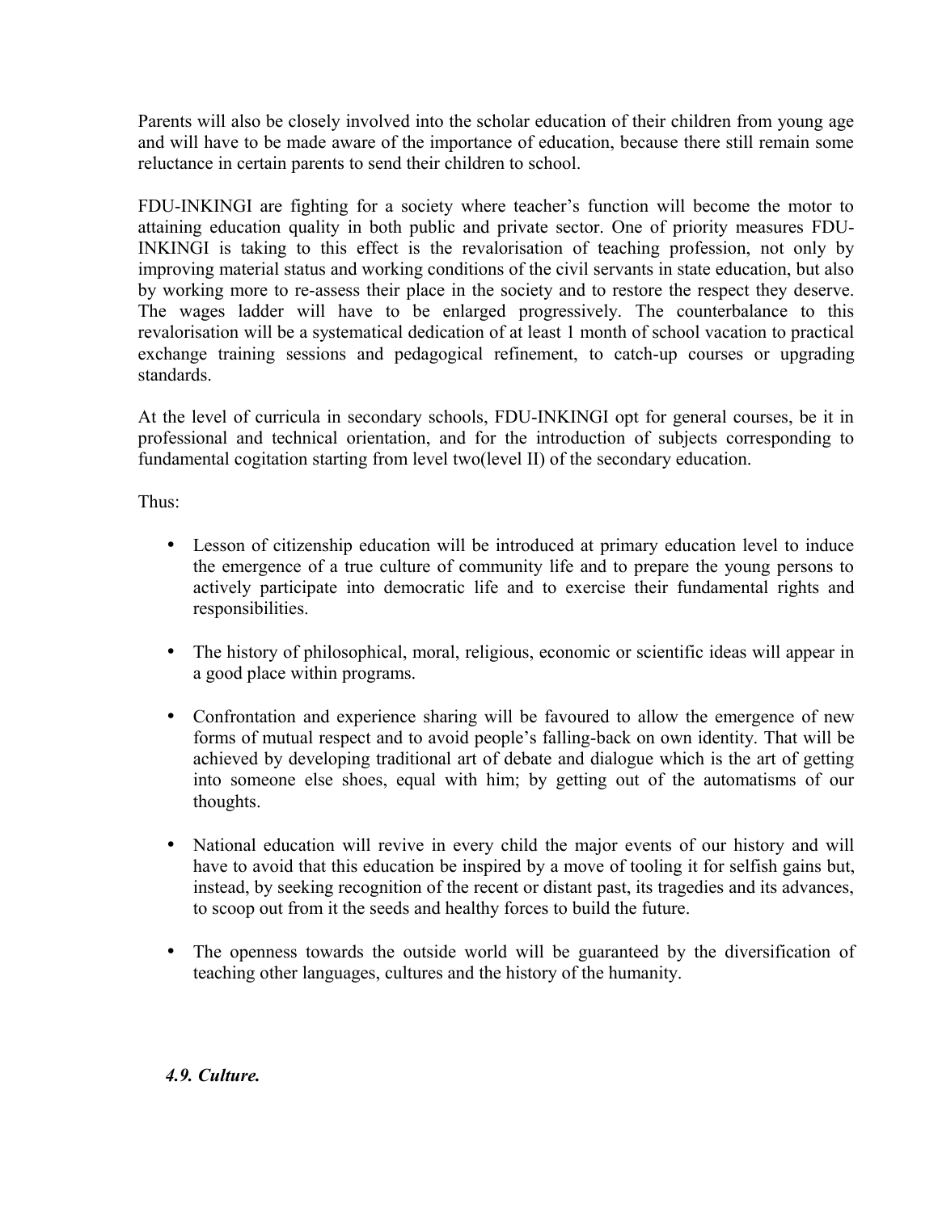Parents will also be closely involved into the scholar education of their children from young age and will have to be made aware of the importance of education, because there still remain some reluctance in certain parents to send their children to school.

FDU-INKINGI are fighting for a society where teacher's function will become the motor to attaining education quality in both public and private sector. One of priority measures FDU-INKINGI is taking to this effect is the revalorisation of teaching profession, not only by improving material status and working conditions of the civil servants in state education, but also by working more to re-assess their place in the society and to restore the respect they deserve. The wages ladder will have to be enlarged progressively. The counterbalance to this revalorisation will be a systematical dedication of at least 1 month of school vacation to practical exchange training sessions and pedagogical refinement, to catch-up courses or upgrading standards.

At the level of curricula in secondary schools, FDU-INKINGI opt for general courses, be it in professional and technical orientation, and for the introduction of subjects corresponding to fundamental cogitation starting from level two(level II) of the secondary education.

Thus:

- Lesson of citizenship education will be introduced at primary education level to induce the emergence of a true culture of community life and to prepare the young persons to actively participate into democratic life and to exercise their fundamental rights and responsibilities.

- The history of philosophical, moral, religious, economic or scientific ideas will appear in a good place within programs.

- Confrontation and experience sharing will be favoured to allow the emergence of new forms of mutual respect and to avoid people's falling-back on own identity. That will be achieved by developing traditional art of debate and dialogue which is the art of getting into someone else shoes, equal with him; by getting out of the automatisms of our thoughts.

- National education will revive in every child the major events of our history and will have to avoid that this education be inspired by a move of tooling it for selfish gains but, instead, by seeking recognition of the recent or distant past, its tragedies and its advances, to scoop out from it the seeds and healthy forces to build the future.

- The openness towards the outside world will be guaranteed by the diversification of teaching other languages, cultures and the history of the humanity.

### *4.9. Culture.*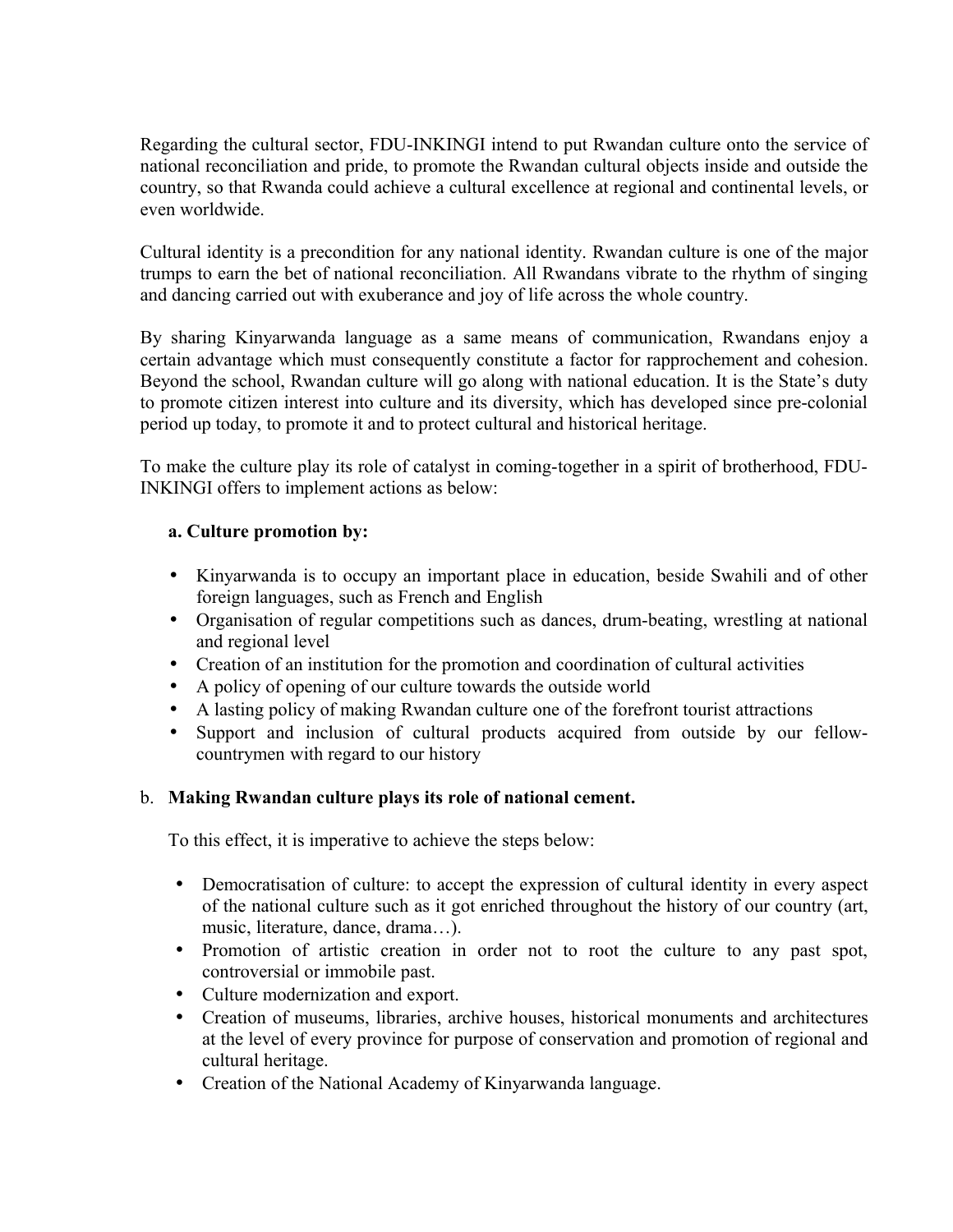Regarding the cultural sector, FDU-INKINGI intend to put Rwandan culture onto the service of national reconciliation and pride, to promote the Rwandan cultural objects inside and outside the country, so that Rwanda could achieve a cultural excellence at regional and continental levels, or even worldwide.

Cultural identity is a precondition for any national identity. Rwandan culture is one of the major trumps to earn the bet of national reconciliation. All Rwandans vibrate to the rhythm of singing and dancing carried out with exuberance and joy of life across the whole country.

By sharing Kinyarwanda language as a same means of communication, Rwandans enjoy a certain advantage which must consequently constitute a factor for rapprochement and cohesion. Beyond the school, Rwandan culture will go along with national education. It is the State's duty to promote citizen interest into culture and its diversity, which has developed since pre-colonial period up today, to promote it and to protect cultural and historical heritage.

To make the culture play its role of catalyst in coming-together in a spirit of brotherhood, FDU-INKINGI offers to implement actions as below:

**a. Culture promotion by:**

- Kinyarwanda is to occupy an important place in education, beside Swahili and of other foreign languages, such as French and English
- Organisation of regular competitions such as dances, drum-beating, wrestling at national and regional level
- Creation of an institution for the promotion and coordination of cultural activities
- A policy of opening of our culture towards the outside world
- A lasting policy of making Rwandan culture one of the forefront tourist attractions
- Support and inclusion of cultural products acquired from outside by our fellow-countrymen with regard to our history

b. **Making Rwandan culture plays its role of national cement.**

To this effect, it is imperative to achieve the steps below:

- Democratisation of culture: to accept the expression of cultural identity in every aspect of the national culture such as it got enriched throughout the history of our country (art, music, literature, dance, drama…).
- Promotion of artistic creation in order not to root the culture to any past spot, controversial or immobile past.
- Culture modernization and export.
- Creation of museums, libraries, archive houses, historical monuments and architectures at the level of every province for purpose of conservation and promotion of regional and cultural heritage.
- Creation of the National Academy of Kinyarwanda language.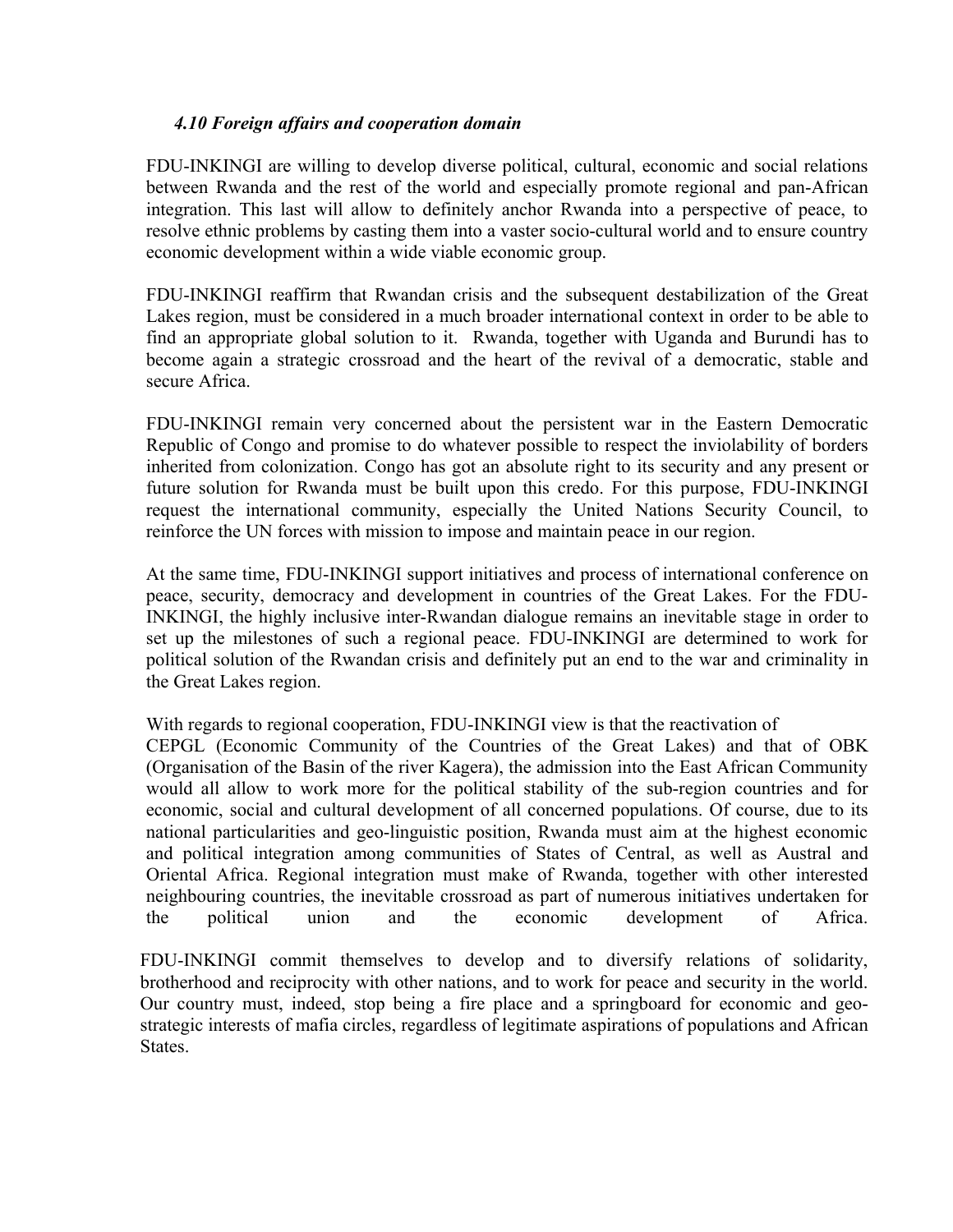### *4.10 Foreign affairs and cooperation domain*

FDU-INKINGI are willing to develop diverse political, cultural, economic and social relations between Rwanda and the rest of the world and especially promote regional and pan-African integration. This last will allow to definitely anchor Rwanda into a perspective of peace, to resolve ethnic problems by casting them into a vaster socio-cultural world and to ensure country economic development within a wide viable economic group.

FDU-INKINGI reaffirm that Rwandan crisis and the subsequent destabilization of the Great Lakes region, must be considered in a much broader international context in order to be able to find an appropriate global solution to it. Rwanda, together with Uganda and Burundi has to become again a strategic crossroad and the heart of the revival of a democratic, stable and secure Africa.

FDU-INKINGI remain very concerned about the persistent war in the Eastern Democratic Republic of Congo and promise to do whatever possible to respect the inviolability of borders inherited from colonization. Congo has got an absolute right to its security and any present or future solution for Rwanda must be built upon this credo. For this purpose, FDU-INKINGI request the international community, especially the United Nations Security Council, to reinforce the UN forces with mission to impose and maintain peace in our region.

At the same time, FDU-INKINGI support initiatives and process of international conference on peace, security, democracy and development in countries of the Great Lakes. For the FDU-INKINGI, the highly inclusive inter-Rwandan dialogue remains an inevitable stage in order to set up the milestones of such a regional peace. FDU-INKINGI are determined to work for political solution of the Rwandan crisis and definitely put an end to the war and criminality in the Great Lakes region.

With regards to regional cooperation, FDU-INKINGI view is that the reactivation of CEPGL (Economic Community of the Countries of the Great Lakes) and that of OBK (Organisation of the Basin of the river Kagera), the admission into the East African Community would all allow to work more for the political stability of the sub-region countries and for economic, social and cultural development of all concerned populations. Of course, due to its national particularities and geo-linguistic position, Rwanda must aim at the highest economic and political integration among communities of States of Central, as well as Austral and Oriental Africa. Regional integration must make of Rwanda, together with other interested neighbouring countries, the inevitable crossroad as part of numerous initiatives undertaken for the political union and the economic development of Africa.

FDU-INKINGI commit themselves to develop and to diversify relations of solidarity, brotherhood and reciprocity with other nations, and to work for peace and security in the world. Our country must, indeed, stop being a fire place and a springboard for economic and geo-strategic interests of mafia circles, regardless of legitimate aspirations of populations and African States.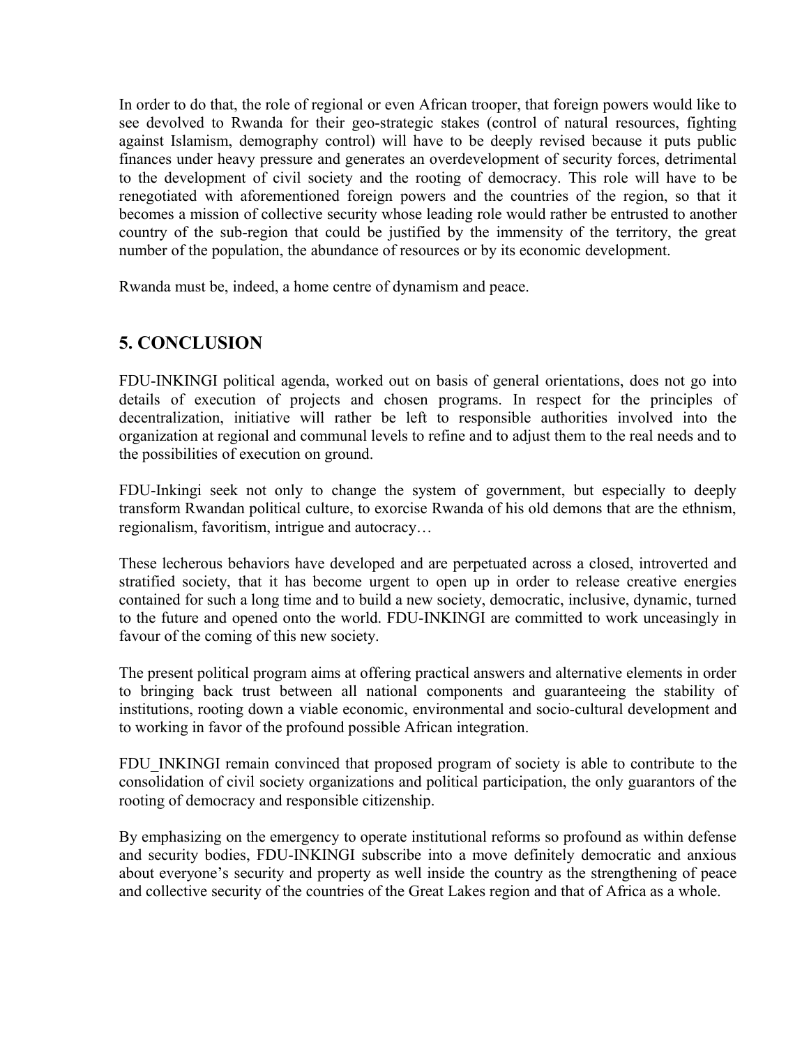In order to do that, the role of regional or even African trooper, that foreign powers would like to see devolved to Rwanda for their geo-strategic stakes (control of natural resources, fighting against Islamism, demography control) will have to be deeply revised because it puts public finances under heavy pressure and generates an overdevelopment of security forces, detrimental to the development of civil society and the rooting of democracy. This role will have to be renegotiated with aforementioned foreign powers and the countries of the region, so that it becomes a mission of collective security whose leading role would rather be entrusted to another country of the sub-region that could be justified by the immensity of the territory, the great number of the population, the abundance of resources or by its economic development.

Rwanda must be, indeed, a home centre of dynamism and peace.

## 5. CONCLUSION

FDU-INKINGI political agenda, worked out on basis of general orientations, does not go into details of execution of projects and chosen programs. In respect for the principles of decentralization, initiative will rather be left to responsible authorities involved into the organization at regional and communal levels to refine and to adjust them to the real needs and to the possibilities of execution on ground.

FDU-Inkingi seek not only to change the system of government, but especially to deeply transform Rwandan political culture, to exorcise Rwanda of his old demons that are the ethnism, regionalism, favoritism, intrigue and autocracy…

These lecherous behaviors have developed and are perpetuated across a closed, introverted and stratified society, that it has become urgent to open up in order to release creative energies contained for such a long time and to build a new society, democratic, inclusive, dynamic, turned to the future and opened onto the world. FDU-INKINGI are committed to work unceasingly in favour of the coming of this new society.

The present political program aims at offering practical answers and alternative elements in order to bringing back trust between all national components and guaranteeing the stability of institutions, rooting down a viable economic, environmental and socio-cultural development and to working in favor of the profound possible African integration.

FDU_INKINGI remain convinced that proposed program of society is able to contribute to the consolidation of civil society organizations and political participation, the only guarantors of the rooting of democracy and responsible citizenship.

By emphasizing on the emergency to operate institutional reforms so profound as within defense and security bodies, FDU-INKINGI subscribe into a move definitely democratic and anxious about everyone's security and property as well inside the country as the strengthening of peace and collective security of the countries of the Great Lakes region and that of Africa as a whole.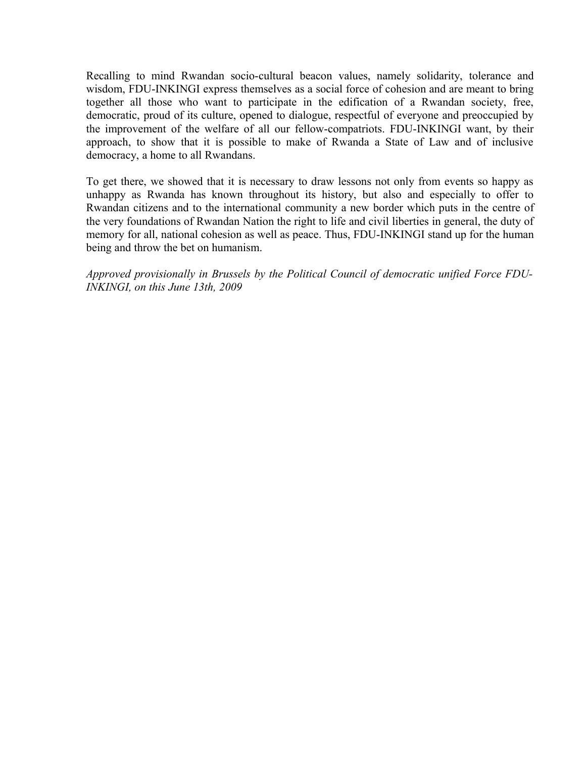Recalling to mind Rwandan socio-cultural beacon values, namely solidarity, tolerance and wisdom, FDU-INKINGI express themselves as a social force of cohesion and are meant to bring together all those who want to participate in the edification of a Rwandan society, free, democratic, proud of its culture, opened to dialogue, respectful of everyone and preoccupied by the improvement of the welfare of all our fellow-compatriots. FDU-INKINGI want, by their approach, to show that it is possible to make of Rwanda a State of Law and of inclusive democracy, a home to all Rwandans.

To get there, we showed that it is necessary to draw lessons not only from events so happy as unhappy as Rwanda has known throughout its history, but also and especially to offer to Rwandan citizens and to the international community a new border which puts in the centre of the very foundations of Rwandan Nation the right to life and civil liberties in general, the duty of memory for all, national cohesion as well as peace. Thus, FDU-INKINGI stand up for the human being and throw the bet on humanism.

*Approved provisionally in Brussels by the Political Council of democratic unified Force FDU-INKINGI, on this June 13th, 2009*